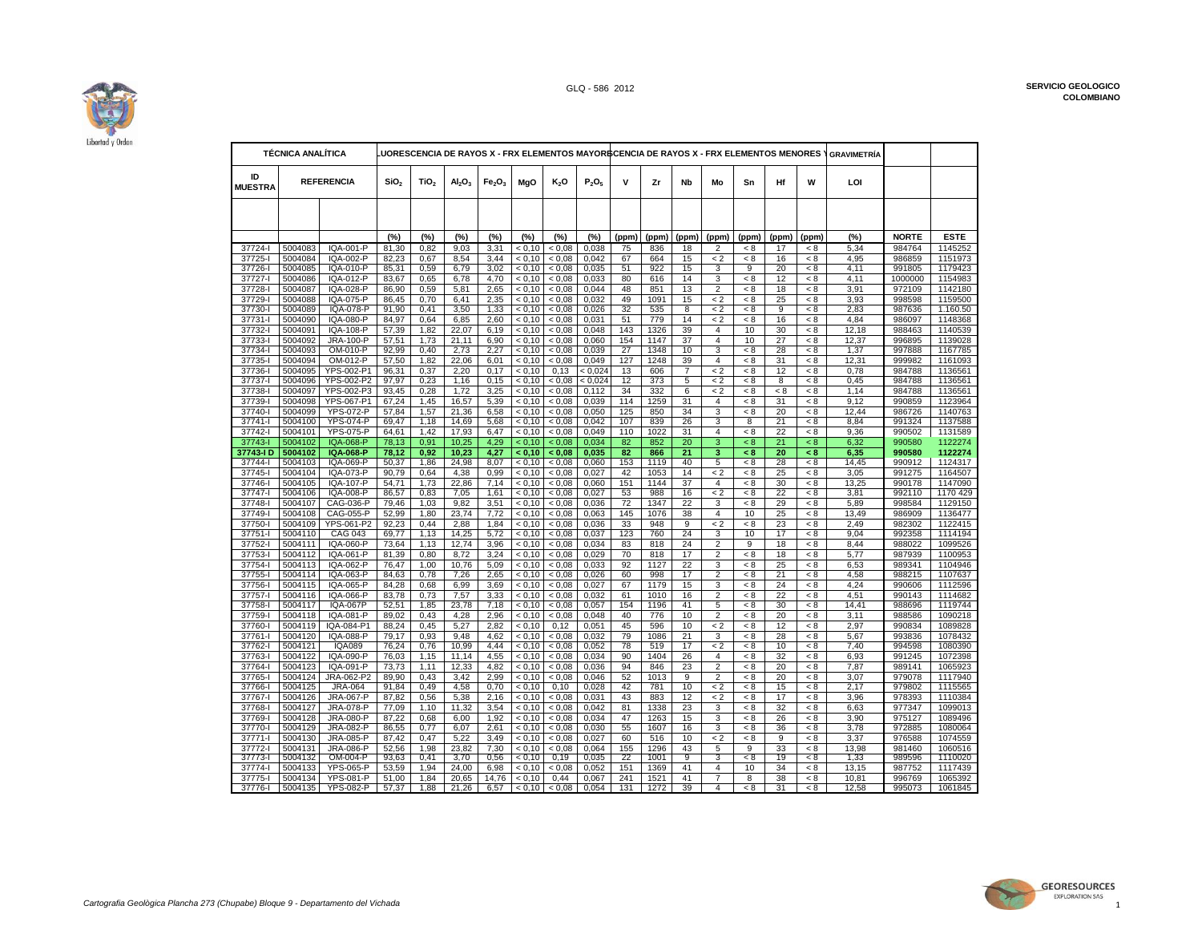| TÉCNICA ANALÍTICA | | | FLUORESCENCIA DE RAYOS X - FRX ELEMENTOS MAYORES | | | | | | | FLUORESCENCIA DE RAYOS X - FRX ELEMENTOS MENORES Y TRAZA | | | | | | | GRAVIMETRÍA | | |
|---|---|---|---|---|---|---|---|---|---|---|---|---|---|---|---|---|---|---|---|
| ID MUESTRA | REFERENCIA | | $SiO_2$ | $TiO_2$ | $Al_2O_3$ | $Fe_2O_3$ | MgO | $K_2O$ | $P_2O_5$ | V | Zr | Nb | Mo | Sn | Hf | W | LOI | | |
| | | | (%) | (%) | (%) | (%) | (%) | (%) | (%) | (ppm) | (ppm) | (ppm) | (ppm) | (ppm) | (ppm) | (ppm) | (%) | NORTE | ESTE |
| 37724-I | 5004083 | IQA-001-P | 81,30 | 0,82 | 9,03 | 3,31 | < 0,10 | < 0,08 | 0,038 | 75 | 836 | 18 | 2 | < 8 | 17 | < 8 | 5,34 | 984764 | 1145252 |
| 37725-I | 5004084 | IQA-002-P | 82,23 | 0,67 | 8,54 | 3,44 | < 0,10 | < 0,08 | 0,042 | 67 | 664 | 15 | < 2 | < 8 | 16 | < 8 | 4,95 | 986859 | 1151973 |
| 37726-I | 5004085 | IQA-010-P | 85,31 | 0,59 | 6,79 | 3,02 | < 0,10 | < 0,08 | 0,035 | 51 | 922 | 15 | 3 | 9 | 20 | < 8 | 4,11 | 991805 | 1179423 |
| 37727-I | 5004086 | IQA-012-P | 83,67 | 0,65 | 6,78 | 4,70 | < 0,10 | < 0,08 | 0,033 | 80 | 616 | 14 | 3 | < 8 | 12 | < 8 | 4,11 | 1000000 | 1154983 |
| 37728-I | 5004087 | IQA-028-P | 86,90 | 0,59 | 5,81 | 2,65 | < 0,10 | < 0,08 | 0,044 | 48 | 851 | 13 | 2 | < 8 | 18 | < 8 | 3,91 | 972109 | 1142180 |
| 37729-I | 5004088 | IQA-075-P | 86,45 | 0,70 | 6,41 | 2,35 | < 0,10 | < 0,08 | 0,032 | 49 | 1091 | 15 | < 2 | < 8 | 25 | < 8 | 3,93 | 998598 | 1159500 |
| 37730-I | 5004089 | IQA-078-P | 91,90 | 0,41 | 3,50 | 1,33 | < 0,10 | < 0,08 | 0,026 | 32 | 535 | 8 | < 2 | < 8 | 9 | < 8 | 2,83 | 987636 | 1.160.50 |
| 37731-I | 5004090 | IQA-080-P | 84,97 | 0,64 | 6,85 | 2,60 | < 0,10 | < 0,08 | 0,031 | 51 | 779 | 14 | < 2 | < 8 | 16 | < 8 | 4,84 | 986097 | 1148368 |
| 37732-I | 5004091 | IQA-108-P | 57,39 | 1,82 | 22,07 | 6,19 | < 0,10 | < 0,08 | 0,048 | 143 | 1326 | 39 | 4 | 10 | 30 | < 8 | 12,18 | 988463 | 1140539 |
| 37733-I | 5004092 | JRA-100-P | 57,51 | 1,73 | 21,11 | 6,90 | < 0,10 | < 0,08 | 0,060 | 154 | 1147 | 37 | 4 | 10 | 27 | < 8 | 12,37 | 996895 | 1139028 |
| 37734-I | 5004093 | OM-010-P | 92,99 | 0,40 | 2,73 | 2,27 | < 0,10 | < 0,08 | 0,039 | 27 | 1348 | 10 | 3 | < 8 | 28 | < 8 | 1,37 | 997888 | 1167785 |
| 37735-I | 5004094 | OM-012-P | 57,50 | 1,82 | 22,06 | 6,01 | < 0,10 | < 0,08 | 0,049 | 127 | 1248 | 39 | 4 | < 8 | 31 | < 8 | 12,31 | 999982 | 1161093 |
| 37736-I | 5004095 | YPS-002-P1 | 96,31 | 0,37 | 2,20 | 0,17 | < 0,10 | 0,13 | < 0,024 | 13 | 606 | 7 | < 2 | < 8 | 12 | < 8 | 0,78 | 984788 | 1136561 |
| 37737-I | 5004096 | YPS-002-P2 | 97,97 | 0,23 | 1,16 | 0,15 | < 0,10 | < 0,08 | < 0,024 | 12 | 373 | 5 | < 2 | < 8 | 8 | < 8 | 0,45 | 984788 | 1136561 |
| 37738-I | 5004097 | YPS-002-P3 | 93,45 | 0,28 | 1,72 | 3,25 | < 0,10 | < 0,08 | 0,112 | 34 | 332 | 6 | < 2 | < 8 | < 8 | < 8 | 1,14 | 984788 | 1136561 |
| 37739-I | 5004098 | YPS-067-P1 | 67,24 | 1,45 | 16,57 | 5,39 | < 0,10 | < 0,08 | 0,039 | 114 | 1259 | 31 | 4 | < 8 | 31 | < 8 | 9,12 | 990859 | 1123964 |
| 37740-I | 5004099 | YPS-072-P | 57,84 | 1,57 | 21,36 | 6,58 | < 0,10 | < 0,08 | 0,050 | 125 | 850 | 34 | 3 | < 8 | 20 | < 8 | 12,44 | 986726 | 1140763 |
| 37741-I | 5004100 | YPS-074-P | 69,47 | 1,18 | 14,69 | 5,68 | < 0,10 | < 0,08 | 0,042 | 107 | 839 | 26 | 3 | 8 | 21 | < 8 | 8,84 | 991324 | 1137588 |
| 37742-I | 5004101 | YPS-075-P | 64,61 | 1,42 | 17,93 | 6,47 | < 0,10 | < 0,08 | 0,049 | 110 | 1022 | 31 | 4 | < 8 | 22 | < 8 | 9,36 | 990502 | 1131589 |
| 37743-I | 5004102 | IQA-068-P | 78,13 | 0,91 | 10,25 | 4,29 | < 0,10 | < 0,08 | 0,034 | 82 | 852 | 20 | 3 | < 8 | 21 | < 8 | 6,32 | 990580 | 1122274 |
| **37743-I D** | **5004102** | **IQA-068-P** | **78,12** | **0,92** | **10,23** | **4,27** | **< 0,10** | **< 0,08** | **0,035** | **82** | **866** | **21** | **3** | **< 8** | **20** | **< 8** | **6,35** | **990580** | **1122274** |
| 37744-I | 5004103 | IQA-069-P | 50,37 | 1,86 | 24,98 | 8,07 | < 0,10 | < 0,08 | 0,060 | 153 | 1119 | 40 | 5 | < 8 | 28 | < 8 | 14,45 | 990912 | 1124317 |
| 37745-I | 5004104 | IQA-073-P | 90,79 | 0,64 | 4,38 | 0,99 | < 0,10 | < 0,08 | 0,027 | 42 | 1053 | 14 | < 2 | < 8 | 25 | < 8 | 3,05 | 991275 | 1164507 |
| 37746-I | 5004105 | IQA-107-P | 54,71 | 1,73 | 22,86 | 7,14 | < 0,10 | < 0,08 | 0,060 | 151 | 1144 | 37 | 4 | < 8 | 30 | < 8 | 13,25 | 990178 | 1147090 |
| 37747-I | 5004106 | IQA-008-P | 86,57 | 0,83 | 7,05 | 1,61 | < 0,10 | < 0,08 | 0,027 | 53 | 988 | 16 | < 2 | < 8 | 22 | < 8 | 3,81 | 992110 | 1170 429 |
| 37748-I | 5004107 | CAG-036-P | 79,46 | 1,03 | 9,82 | 3,51 | < 0,10 | < 0,08 | 0,036 | 72 | 1347 | 22 | 3 | < 8 | 29 | < 8 | 5,89 | 998584 | 1129150 |
| 37749-I | 5004108 | CAG-055-P | 52,99 | 1,80 | 23,74 | 7,72 | < 0,10 | < 0,08 | 0,063 | 145 | 1076 | 38 | 4 | 10 | 25 | < 8 | 13,49 | 986909 | 1136477 |
| 37750-I | 5004109 | YPS-061-P2 | 92,23 | 0,44 | 2,88 | 1,84 | < 0,10 | < 0,08 | 0,036 | 33 | 948 | 9 | < 2 | < 8 | 23 | < 8 | 2,49 | 982302 | 1122415 |
| 37751-I | 5004110 | CAG 043 | 69,77 | 1,13 | 14,25 | 5,72 | < 0,10 | < 0,08 | 0,037 | 123 | 760 | 24 | 3 | 10 | 17 | < 8 | 9,04 | 992358 | 1114194 |
| 37752-I | 5004111 | IQA-060-P | 73,64 | 1,13 | 12,74 | 3,96 | < 0,10 | < 0,08 | 0,034 | 83 | 818 | 24 | 2 | 9 | 18 | < 8 | 8,44 | 988022 | 1099526 |
| 37753-I | 5004112 | IQA-061-P | 81,39 | 0,80 | 8,72 | 3,24 | < 0,10 | < 0,08 | 0,029 | 70 | 818 | 17 | 2 | < 8 | 18 | < 8 | 5,77 | 987939 | 1100953 |
| 37754-I | 5004113 | IQA-062-P | 76,47 | 1,00 | 10,76 | 5,09 | < 0,10 | < 0,08 | 0,033 | 92 | 1127 | 22 | 3 | < 8 | 25 | < 8 | 6,53 | 989341 | 1104946 |
| 37755-I | 5004114 | IQA-063-P | 84,63 | 0,78 | 7,26 | 2,65 | < 0,10 | < 0,08 | 0,026 | 60 | 998 | 17 | 2 | < 8 | 21 | < 8 | 4,58 | 988215 | 1107637 |
| 37756-I | 5004115 | IQA-065-P | 84,28 | 0,68 | 6,99 | 3,69 | < 0,10 | < 0,08 | 0,027 | 67 | 1179 | 15 | 3 | < 8 | 24 | < 8 | 4,24 | 990606 | 1112596 |
| 37757-I | 5004116 | IQA-066-P | 83,78 | 0,73 | 7,57 | 3,33 | < 0,10 | < 0,08 | 0,032 | 61 | 1010 | 16 | 2 | < 8 | 22 | < 8 | 4,51 | 990143 | 1114682 |
| 37758-I | 5004117 | IQA-067P | 52,51 | 1,85 | 23,78 | 7,18 | < 0,10 | < 0,08 | 0,057 | 154 | 1196 | 41 | 5 | < 8 | 30 | < 8 | 14,41 | 988696 | 1119744 |
| 37759-I | 5004118 | IQA-081-P | 89,02 | 0,43 | 4,28 | 2,96 | < 0,10 | < 0,08 | 0,048 | 40 | 776 | 10 | 2 | < 8 | 20 | < 8 | 3,11 | 988586 | 1090218 |
| 37760-I | 5004119 | IQA-084-P1 | 88,24 | 0,45 | 5,27 | 2,82 | < 0,10 | 0,12 | 0,051 | 45 | 596 | 10 | < 2 | < 8 | 12 | < 8 | 2,97 | 990834 | 1089828 |
| 37761-I | 5004120 | IQA-088-P | 79,17 | 0,93 | 9,48 | 4,62 | < 0,10 | < 0,08 | 0,032 | 79 | 1086 | 21 | 3 | < 8 | 28 | < 8 | 5,67 | 993836 | 1078432 |
| 37762-I | 5004121 | IQA089 | 76,24 | 0,76 | 10,99 | 4,44 | < 0,10 | < 0,08 | 0,052 | 78 | 519 | 17 | < 2 | < 8 | 10 | < 8 | 7,40 | 994598 | 1080390 |
| 37763-I | 5004122 | IQA-090-P | 76,03 | 1,15 | 11,14 | 4,55 | < 0,10 | < 0,08 | 0,034 | 90 | 1404 | 26 | 4 | < 8 | 32 | < 8 | 6,93 | 991245 | 1072398 |
| 37764-I | 5004123 | IQA-091-P | 73,73 | 1,11 | 12,33 | 4,82 | < 0,10 | < 0,08 | 0,036 | 94 | 846 | 23 | 2 | < 8 | 20 | < 8 | 7,87 | 989141 | 1065923 |
| 37765-I | 5004124 | JRA-062-P2 | 89,90 | 0,43 | 3,42 | 2,99 | < 0,10 | < 0,08 | 0,046 | 52 | 1013 | 9 | 2 | < 8 | 20 | < 8 | 3,07 | 979078 | 1117940 |
| 37766-I | 5004125 | JRA-064 | 91,84 | 0,49 | 4,58 | 0,70 | < 0,10 | 0,10 | 0,028 | 42 | 781 | 10 | < 2 | < 8 | 15 | < 8 | 2,17 | 979802 | 1115565 |
| 37767-I | 5004126 | JRA-067-P | 87,82 | 0,56 | 5,38 | 2,16 | < 0,10 | < 0,08 | 0,031 | 43 | 883 | 12 | < 2 | < 8 | 17 | < 8 | 3,96 | 978393 | 1110384 |
| 37768-I | 5004127 | JRA-078-P | 77,09 | 1,10 | 11,32 | 3,54 | < 0,10 | < 0,08 | 0,042 | 81 | 1338 | 23 | 3 | < 8 | 32 | < 8 | 6,63 | 977347 | 1099013 |
| 37769-I | 5004128 | JRA-080-P | 87,22 | 0,68 | 6,00 | 1,92 | < 0,10 | < 0,08 | 0,034 | 47 | 1263 | 15 | 3 | < 8 | 26 | < 8 | 3,90 | 975127 | 1089496 |
| 37770-I | 5004129 | JRA-082-P | 86,55 | 0,77 | 6,07 | 2,61 | < 0,10 | < 0,08 | 0,030 | 55 | 1607 | 16 | 3 | < 8 | 36 | < 8 | 3,78 | 972885 | 1080064 |
| 37771-I | 5004130 | JRA-085-P | 87,42 | 0,47 | 5,22 | 3,49 | < 0,10 | < 0,08 | 0,027 | 60 | 516 | 10 | < 2 | < 8 | 9 | < 8 | 3,37 | 976588 | 1074559 |
| 37772-I | 5004131 | JRA-086-P | 52,56 | 1,98 | 23,82 | 7,30 | < 0,10 | < 0,08 | 0,064 | 155 | 1296 | 43 | 5 | 9 | 33 | < 8 | 13,98 | 981460 | 1060516 |
| 37773-I | 5004132 | OM-004-P | 93,63 | 0,41 | 3,70 | 0,56 | < 0,10 | 0,19 | 0,035 | 22 | 1001 | 9 | 3 | < 8 | 19 | < 8 | 1,33 | 989596 | 1110020 |
| 37774-I | 5004133 | YPS-065-P | 53,59 | 1,94 | 24,00 | 6,98 | < 0,10 | < 0,08 | 0,052 | 151 | 1369 | 41 | 4 | 10 | 34 | < 8 | 13,15 | 987752 | 1117439 |
| 37775-I | 5004134 | YPS-081-P | 51,00 | 1,84 | 20,65 | 14,76 | < 0,10 | 0,44 | 0,067 | 241 | 1521 | 41 | 7 | 8 | 38 | < 8 | 10,81 | 996769 | 1065392 |
| 37776-I | 5004135 | YPS-082-P | 57,37 | 1,88 | 21,26 | 6,57 | < 0,10 | < 0,08 | 0,054 | 131 | 1272 | 39 | 4 | < 8 | 31 | < 8 | 12,58 | 995073 | 1061845 |

*Cartografía Geològica Plancha 273 (Chupabe) Bloque 9 - Departamento del Vichada*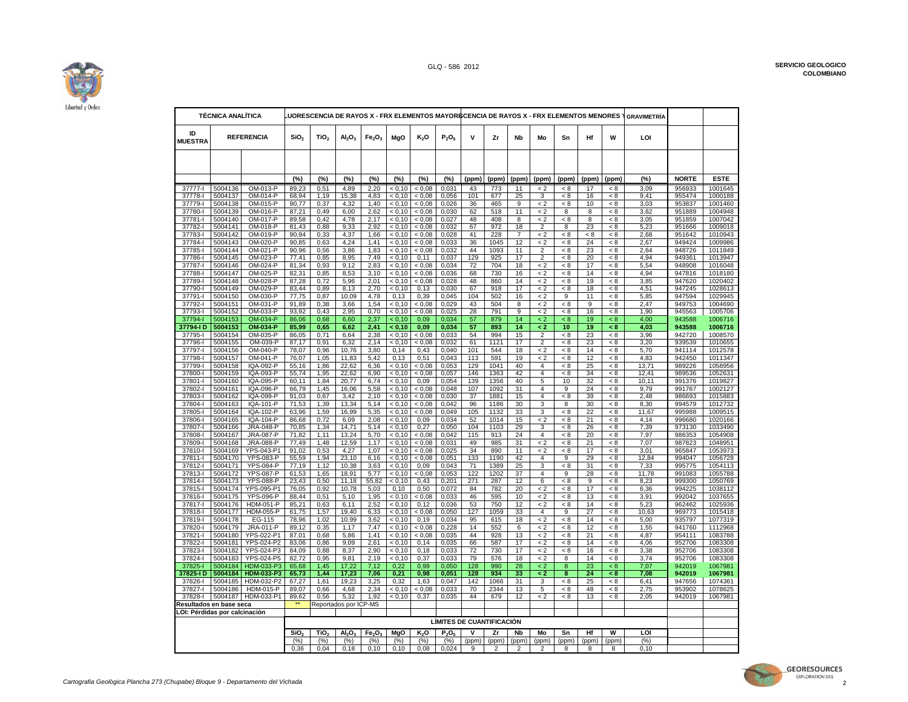| TÉCNICA ANALÍTICA | | | FLUORESCENCIA DE RAYOS X - FRX ELEMENTOS MAYORES | | | | | | | FLUORESCENCIA DE RAYOS X - FRX ELEMENTOS MENORES Y TRAZA | | | | | | | | GRAVIMETRÍA | | |
|---|---|---|---|---|---|---|---|---|---|---|---|---|---|---|---|---|---|---|---|---|
| ID MUESTRA | REFERENCIA | | $SiO_2$ | $TiO_2$ | $Al_2O_3$ | $Fe_2O_3$ | MgO | $K_2O$ | $P_2O_5$ | V | Zr | Nb | Mo | Sn | Hf | W | LOI | | |
| | | | (%) | (%) | (%) | (%) | (%) | (%) | (%) | (ppm) | (ppm) | (ppm) | (ppm) | (ppm) | (ppm) | (ppm) | (%) | NORTE | ESTE |
| 37777-I | 5004136 | OM-013-P | 89,23 | 0,51 | 4,89 | 2,20 | < 0,10 | < 0,08 | 0,031 | 43 | 773 | 11 | < 2 | < 8 | 17 | < 8 | 3,09 | 956933 | 1001645 |
| 37778-I | 5004137 | OM-014-P | 68,94 | 1,19 | 15,38 | 4,83 | < 0,10 | < 0,08 | 0,056 | 101 | 677 | 25 | 3 | < 8 | 16 | < 8 | 9,41 | 955474 | 1000188 |
| 37779-I | 5004138 | OM-015-P | 90,77 | 0,37 | 4,32 | 1,40 | < 0,10 | < 0,08 | 0,026 | 36 | 465 | 9 | < 2 | < 8 | 10 | < 8 | 3,03 | 953837 | 1001460 |
| 37780-I | 5004139 | OM-016-P | 87,21 | 0,49 | 6,00 | 2,62 | < 0,10 | < 0,08 | 0,030 | 62 | 518 | 11 | < 2 | 8 | 8 | < 8 | 3,62 | 951889 | 1004948 |
| 37781-I | 5004140 | OM-017-P | 89,58 | 0,42 | 4,78 | 2,17 | < 0,10 | < 0,08 | 0,027 | 48 | 408 | 8 | < 2 | < 8 | 8 | < 8 | 3,05 | 951859 | 1007042 |
| 37782-I | 5004141 | OM-018-P | 81,43 | 0,88 | 9,33 | 2,92 | < 0,10 | < 0,08 | 0,032 | 67 | 972 | 18 | 2 | 8 | 23 | < 8 | 5,23 | 951666 | 1009018 |
| 37783-I | 5004142 | OM-019-P | 90,94 | 0,33 | 4,37 | 1,66 | < 0,10 | < 0,08 | 0,028 | 41 | 228 | 7 | < 2 | < 8 | < 8 | < 8 | 2,68 | 951642 | 1010943 |
| 37784-I | 5004143 | OM-020-P | 90,85 | 0,63 | 4,24 | 1,41 | < 0,10 | < 0,08 | 0,033 | 36 | 1045 | 12 | < 2 | < 8 | 24 | < 8 | 2,67 | 949424 | 1009986 |
| 37785-I | 5004144 | OM-021-P | 90,96 | 0,56 | 3,86 | 1,83 | < 0,10 | < 0,08 | 0,032 | 44 | 1093 | 11 | 2 | < 8 | 23 | < 8 | 2,64 | 948726 | 1011849 |
| 37786-I | 5004145 | OM-023-P | 77,41 | 0,85 | 8,95 | 7,49 | < 0,10 | 0,11 | 0,037 | 129 | 925 | 17 | 2 | < 8 | 20 | < 8 | 4,94 | 949361 | 1013947 |
| 37787-I | 5004146 | OM-024-P | 81,34 | 0,93 | 9,12 | 2,83 | < 0,10 | < 0,08 | 0,034 | 72 | 704 | 18 | < 2 | < 8 | 17 | < 8 | 5,54 | 948908 | 1016048 |
| 37788-I | 5004147 | OM-025-P | 82,31 | 0,85 | 8,53 | 3,10 | < 0,10 | < 0,08 | 0,036 | 68 | 730 | 16 | < 2 | < 8 | 14 | < 8 | 4,94 | 947816 | 1018180 |
| 37789-I | 5004148 | OM-028-P | 87,28 | 0,72 | 5,96 | 2,01 | < 0,10 | < 0,08 | 0,028 | 48 | 860 | 14 | < 2 | < 8 | 19 | < 8 | 3,85 | 947620 | 1020402 |
| 37790-I | 5004149 | OM-029-P | 83,44 | 0,89 | 8,13 | 2,70 | < 0,10 | 0,13 | 0,030 | 67 | 918 | 17 | < 2 | < 8 | 18 | < 8 | 4,51 | 947245 | 1028613 |
| 37791-I | 5004150 | OM-030-P | 77,75 | 0,87 | 10,09 | 4,78 | 0,13 | 0,39 | 0,045 | 104 | 502 | 16 | < 2 | 9 | 11 | < 8 | 5,85 | 947594 | 1029945 |
| 37792-I | 5004151 | OM-031-P | 91,89 | 0,38 | 3,66 | 1,54 | < 0,10 | < 0,08 | 0,029 | 43 | 504 | 8 | < 2 | < 8 | 9 | < 8 | 2,47 | 949753 | 1004690 |
| 37793-I | 5004152 | OM-033-P | 93,92 | 0,43 | 2,95 | 0,70 | < 0,10 | < 0,08 | 0,025 | 28 | 791 | 9 | < 2 | < 8 | 16 | < 8 | 1,90 | 945563 | 1005706 |
| 37794-I | 5004153 | OM-034-P | 86,06 | 0,68 | 6,60 | 2,37 | < 0,10 | 0,09 | 0,034 | 57 | 879 | 14 | < 2 | < 8 | 19 | < 8 | 4,00 | 943588 | 1006716 |
| **37794-I D** | **5004153** | **OM-034-P** | **85,99** | **0,65** | **6,62** | **2,41** | **< 0,10** | **0,09** | **0,034** | **57** | **893** | **14** | **< 2** | **10** | **19** | **< 8** | **4,03** | **943588** | **1006716** |
| 37795-I | 5004154 | OM-035-P | 86,05 | 0,71 | 6,64 | 2,38 | < 0,10 | < 0,08 | 0,033 | 54 | 994 | 15 | 2 | < 8 | 23 | < 8 | 3,96 | 942720 | 1008570 |
| 37796-I | 5004155 | OM-039-P | 87,17 | 0,91 | 6,32 | 2,14 | < 0,10 | < 0,08 | 0,032 | 61 | 1121 | 17 | 2 | < 8 | 23 | < 8 | 3,20 | 939539 | 1010655 |
| 37797-I | 5004156 | OM-040-P | 78,07 | 0,96 | 10,76 | 3,80 | 0,14 | 0,43 | 0,040 | 101 | 544 | 18 | < 2 | < 8 | 14 | < 8 | 5,70 | 941114 | 1012578 |
| 37798-I | 5004157 | OM-041-P | 76,07 | 1,05 | 11,83 | 5,42 | 0,13 | 0,51 | 0,043 | 113 | 591 | 19 | < 2 | < 8 | 12 | < 8 | 4,83 | 942450 | 1011347 |
| 37799-I | 5004158 | IQA-092-P | 55,16 | 1,86 | 22,62 | 6,36 | < 0,10 | < 0,08 | 0,053 | 129 | 1041 | 40 | 4 | < 8 | 25 | < 8 | 13,71 | 989226 | 1058956 |
| 37800-I | 5004159 | IQA-093-P | 55,74 | 1,95 | 22,62 | 6,90 | < 0,10 | < 0,08 | 0,057 | 146 | 1363 | 42 | 4 | < 8 | 34 | < 8 | 12,41 | 989536 | 1052631 |
| 37801-I | 5004160 | IQA-095-P | 60,11 | 1,84 | 20,77 | 6,74 | < 0,10 | 0,09 | 0,054 | 139 | 1356 | 40 | 5 | 10 | 32 | < 8 | 10,11 | 991376 | 1019827 |
| 37802-I | 5004161 | IQA-096-P | 66,79 | 1,45 | 16,06 | 5,58 | < 0,10 | < 0,08 | 0,048 | 107 | 1092 | 31 | 4 | 9 | 24 | < 8 | 9,79 | 991767 | 1002127 |
| 37803-I | 5004162 | IQA-099-P | 91,03 | 0,67 | 3,42 | 2,10 | < 0,10 | < 0,08 | 0,030 | 37 | 1881 | 15 | 4 | < 8 | 39 | < 8 | 2,48 | 986693 | 1015883 |
| 37804-I | 5004163 | IQA-101-P | 71,53 | 1,39 | 13,34 | 5,14 | < 0,10 | < 0,08 | 0,042 | 96 | 1186 | 30 | 3 | 8 | 30 | < 8 | 8,30 | 994579 | 1012732 |
| 37805-I | 5004164 | IQA-102-P | 63,96 | 1,59 | 16,99 | 5,35 | < 0,10 | < 0,08 | 0,049 | 105 | 1132 | 33 | 3 | < 8 | 22 | < 8 | 11,67 | 995988 | 1009515 |
| 37806-I | 5004165 | IQA-104-P | 86,68 | 0,72 | 6,09 | 2,08 | < 0,10 | 0,09 | 0,034 | 52 | 1014 | 15 | < 2 | < 8 | 21 | < 8 | 4,14 | 996680 | 1020166 |
| 37807-I | 5004166 | JRA-048-P | 70,85 | 1,34 | 14,71 | 5,14 | < 0,10 | 0,27 | 0,050 | 104 | 1103 | 29 | 3 | < 8 | 26 | < 8 | 7,39 | 973130 | 1033490 |
| 37808-I | 5004167 | JRA-087-P | 71,82 | 1,11 | 13,24 | 5,70 | < 0,10 | < 0,08 | 0,042 | 115 | 913 | 24 | 4 | < 8 | 20 | < 8 | 7,97 | 986353 | 1054908 |
| 37809-I | 5004168 | JRA-088-P | 77,49 | 1,48 | 12,59 | 1,17 | < 0,10 | < 0,08 | 0,031 | 49 | 985 | 31 | < 2 | < 8 | 21 | < 8 | 7,07 | 987823 | 1048951 |
| 37810-I | 5004169 | YPS-043-P1 | 91,02 | 0,53 | 4,27 | 1,07 | < 0,10 | < 0,08 | 0,025 | 34 | 890 | 11 | < 2 | < 8 | 17 | < 8 | 3,01 | 965847 | 1053973 |
| 37811-I | 5004170 | YPS-083-P | 55,59 | 1,94 | 23,10 | 6,16 | < 0,10 | < 0,08 | 0,051 | 133 | 1190 | 42 | 4 | 9 | 29 | < 8 | 12,84 | 994047 | 1056728 |
| 37812-I | 5004171 | YPS-084-P | 77,19 | 1,12 | 10,38 | 3,63 | < 0,10 | 0,09 | 0,043 | 71 | 1389 | 25 | 3 | < 8 | 31 | < 8 | 7,33 | 995775 | 1054113 |
| 37813-I | 5004172 | YPS-087-P | 61,53 | 1,65 | 18,91 | 5,77 | < 0,10 | < 0,08 | 0,053 | 122 | 1202 | 37 | 4 | 9 | 28 | < 8 | 11,78 | 991083 | 1055788 |
| 37814-I | 5004173 | YPS-088-P | 23,43 | 0,50 | 11,18 | 55,82 | < 0,10 | 0,43 | 0,201 | 271 | 287 | 12 | 6 | < 8 | 9 | < 8 | 8,23 | 999300 | 1050769 |
| 37815-I | 5004174 | YPS-095-P1 | 76,05 | 0,92 | 10,78 | 5,03 | 0,10 | 0,50 | 0,072 | 84 | 782 | 20 | < 2 | < 8 | 17 | < 8 | 6,36 | 994225 | 1038112 |
| 37816-I | 5004175 | YPS-096-P | 88,44 | 0,51 | 5,10 | 1,95 | < 0,10 | < 0,08 | 0,033 | 46 | 595 | 10 | < 2 | < 8 | 13 | < 8 | 3,91 | 992042 | 1037655 |
| 37817-I | 5004176 | HDM-051-P | 85,21 | 0,63 | 6,11 | 2,52 | < 0,10 | 0,12 | 0,036 | 53 | 750 | 12 | < 2 | < 8 | 14 | < 8 | 5,23 | 962462 | 1025936 |
| 37818-I | 5004177 | HDM-055-P | 61,75 | 1,57 | 19,40 | 6,33 | < 0,10 | < 0,08 | 0,050 | 127 | 1059 | 33 | 4 | 9 | 27 | < 8 | 10,63 | 969773 | 1015418 |
| 37819-I | 5004178 | EG-115 | 78,96 | 1,02 | 10,99 | 3,62 | < 0,10 | 0,19 | 0,034 | 95 | 615 | 18 | < 2 | < 8 | 14 | < 8 | 5,00 | 935797 | 1077319 |
| 37820-I | 5004179 | JRA-011-P | 89,12 | 0,35 | 1,17 | 7,47 | < 0,10 | < 0,08 | 0,028 | 14 | 552 | 6 | < 2 | < 8 | 12 | < 8 | 1,55 | 941760 | 1112968 |
| 37821-I | 5004180 | YPS-022-P1 | 87,01 | 0,68 | 5,86 | 1,41 | < 0,10 | < 0,08 | 0,035 | 44 | 928 | 13 | < 2 | < 8 | 21 | < 8 | 4,87 | 954111 | 1083788 |
| 37822-I | 5004181 | YPS-024-P2 | 83,06 | 0,86 | 9,09 | 2,61 | < 0,10 | 0,14 | 0,035 | 66 | 587 | 17 | < 2 | < 8 | 14 | < 8 | 4,06 | 952706 | 1083308 |
| 37823-I | 5004182 | YPS-024-P3 | 84,09 | 0,88 | 8,37 | 2,90 | < 0,10 | 0,18 | 0,033 | 72 | 730 | 17 | < 2 | < 8 | 16 | < 8 | 3,38 | 952706 | 1083308 |
| 37824-I | 5004183 | YPS-024-P5 | 82,72 | 0,95 | 9,81 | 2,19 | < 0,10 | 0,37 | 0,033 | 79 | 576 | 18 | < 2 | 8 | 14 | < 8 | 3,74 | 952706 | 1083308 |
| 37825-I | 5004184 | HDM-033-P3 | 65,68 | 1,45 | 17,22 | 7,12 | 0,22 | 0,99 | 0,050 | 128 | 990 | 28 | < 2 | 8 | 23 | < 8 | 7,07 | 942019 | 1067981 |
| **37825-I D** | **5004184** | **HDM-033-P3** | **65,73** | **1,44** | **17,23** | **7,06** | **0,21** | **0,98** | **0,051** | **128** | **934** | **33** | **< 2** | **8** | **24** | **< 8** | **7,08** | **942019** | **1067981** |
| 37826-I | 5004185 | HDM-032-P2 | 67,27 | 1,61 | 19,23 | 3,25 | 0,32 | 1,63 | 0,047 | 142 | 1066 | 31 | 3 | < 8 | 25 | < 8 | 6,41 | 947656 | 1074361 |
| 37827-I | 5004186 | HDM-015-P | 89,07 | 0,66 | 4,68 | 2,34 | < 0,10 | < 0,08 | 0,033 | 70 | 2344 | 13 | 5 | < 8 | 48 | < 8 | 2,75 | 953902 | 1078625 |
| 37828-I | 5004187 | HDM-033-P1 | 89,62 | 0,56 | 5,32 | 1,92 | < 0,10 | 0,37 | 0,035 | 44 | 679 | 12 | < 2 | < 8 | 13 | < 8 | 2,05 | 942019 | 1067981 |

Resultados en base seca

** Reportados por ICP-MS

LOI: Pérdidas por calcinación

| LÍMITES DE CUANTIFICACIÓN | | | | | | | | | | | | | | |
|---|---|---|---|---|---|---|---|---|---|---|---|---|---|---|
| $SiO_2$ | $TiO_2$ | $Al_2O_3$ | $Fe_2O_3$ | MgO | $K_2O$ | $P_2O_5$ | V | Zr | Nb | Mo | Sn | Hf | W | LOI |
| (%) | (%) | (%) | (%) | (%) | (%) | (%) | (ppm) | (ppm) | (ppm) | (ppm) | (ppm) | (ppm) | (ppm) | (%) |
| 0,36 | 0,04 | 0,18 | 0,10 | 0,10 | 0,08 | 0,024 | 9 | 2 | 2 | 2 | 8 | 8 | 8 | 0,10 |

*Cartografía Geològica Plancha 273 (Chupabe) Bloque 9 - Departamento del Vichada*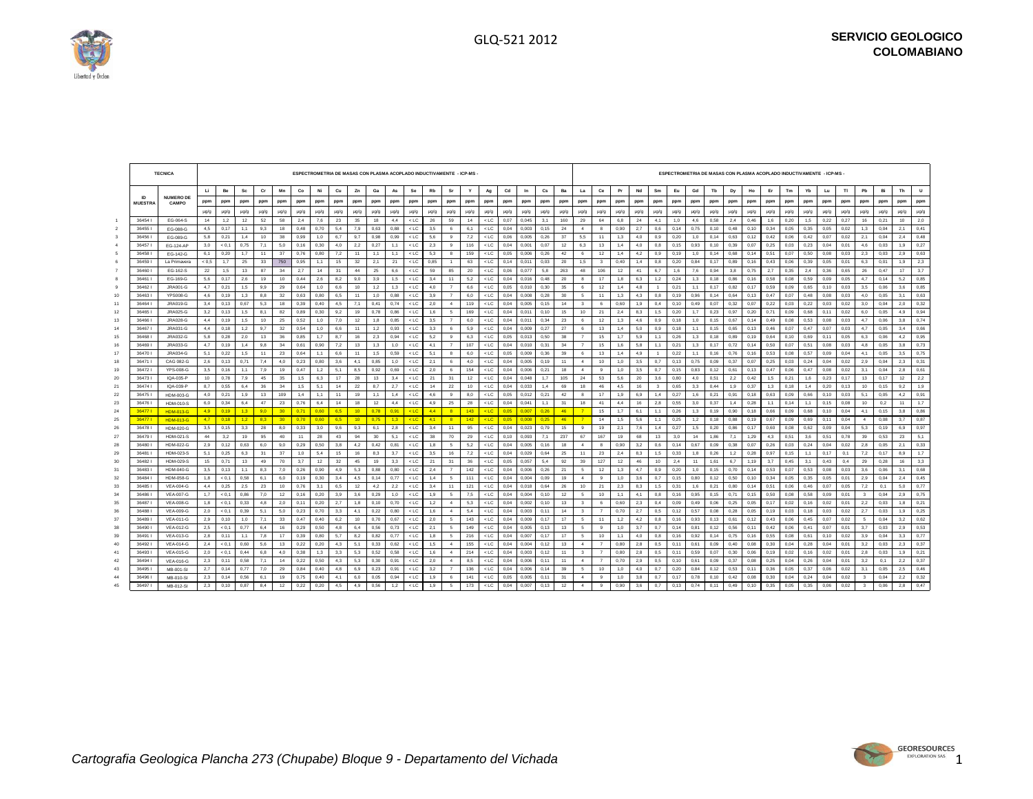| | TECNICA | | ESPECTROMETRIA DE MASAS CON PLASMA ACOPLADO INDUCTIVAMENTE - ICP-MS - | | | | | | | | | | | | | | | | | | | | ESPECTROMETRIA DE MASAS CON PLASMA ACOPLADO INDUCTIVAMENTE - ICP-MS - | | | | | | | | | | | | | | | | | | |
|---|---|---|---|---|---|---|---|---|---|---|---|---|---|---|---|---|---|---|---|---|---|---|---|---|---|---|---|---|---|---|---|---|---|---|---|---|---|---|---|---|---|
| | ID MUESTRA | NUMERO DE CAMPO | Li | Be | Sc | Cr | Mn | Co | Ni | Cu | Zn | Ga | As | Se | Rb | Sr | Y | Ag | Cd | In | Cs | Ba | La | Ce | Pr | Nd | Sm | Eu | Gd | Tb | Dy | Ho | Er | Tm | Yb | Lu | Tl | Pb | Bi | Th | U |
| | | | ppm | ppm | ppm | ppm | ppm | ppm | ppm | ppm | ppm | ppm | ppm | ppm | ppm | ppm | ppm | ppm | ppm | ppm | ppm | ppm | ppm | ppm | ppm | ppm | ppm | ppm | ppm | ppm | ppm | ppm | ppm | ppm | ppm | ppm | ppm | ppm | ppm | ppm | ppm |
| | | | µg/g | µg/g | µg/g | µg/g | µg/g | µg/g | µg/g | µg/g | µg/g | µg/g | µg/g | µg/g | µg/g | µg/g | µg/g | µg/g | µg/g | µg/g | µg/g | µg/g | µg/g | µg/g | µg/g | µg/g | µg/g | µg/g | µg/g | µg/g | µg/g | µg/g | µg/g | µg/g | µg/g | µg/g | µg/g | µg/g | µg/g | µg/g | µg/g |
| 1 | 36454 I | EG-064-S | 14 | 1,2 | 12 | 52 | 58 | 2,4 | 7,6 | 23 | 35 | 18 | 4,4 | < LC | 26 | 59 | 14 | < LC | 0,07 | 0,045 | 3,1 | 160 | 29 | 64 | 6,8 | 24 | 4,1 | 1,0 | 4,6 | 0,58 | 2,4 | 0,46 | 1,6 | 0,20 | 1,5 | 0,22 | 0,27 | 16 | 0,21 | 10 | 2,0 |
| 2 | 36455 I | EG-068-G | 4,5 | 0,17 | 1,1 | 9,3 | 18 | 0,48 | 0,70 | 5,4 | 7,9 | 0,63 | 0,88 | < LC | 3,5 | 6 | 6,1 | < LC | 0,04 | 0,003 | 0,15 | 24 | 4 | 8 | 0,90 | 2,7 | 0,6 | 0,14 | 0,75 | 0,10 | 0,48 | 0,10 | 0,34 | 0,05 | 0,35 | 0,05 | 0,02 | 1,3 | 0,04 | 2,1 | 0,41 |
| 3 | 36456 I | EG-089-G | 5,8 | 0,21 | 1,4 | 6,0 | 38 | 0,99 | 1,0 | 6,7 | 9,7 | 0,98 | 0,99 | < LC | 5,6 | 9 | 7,2 | < LC | 0,06 | 0,005 | 0,26 | 37 | 5,5 | 11 | 1,3 | 4,0 | 0,9 | 0,20 | 1,0 | 0,14 | 0,63 | 0,12 | 0,42 | 0,06 | 0,42 | 0,07 | 0,02 | 2,1 | 0,04 | 2,4 | 0,48 |
| 4 | 36457 I | EG-124-AP | 3,0 | < 0,1 | 0,75 | 7,1 | 5,0 | 0,16 | 0,30 | 4,0 | 2,2 | 0,27 | 1,1 | < LC | 2,3 | 9 | 116 | < LC | 0,04 | 0,001 | 0,07 | 12 | 6,3 | 13 | 1,4 | 4,0 | 0,8 | 0,15 | 0,93 | 0,10 | 0,39 | 0,07 | 0,25 | 0,03 | 0,23 | 0,04 | 0,01 | 4,6 | 0,03 | 1,9 | 0,27 |
| 5 | 36458 I | EG-142-G | 6,1 | 0,20 | 1,7 | 11 | 37 | 0,76 | 0,80 | 7,2 | 11 | 1,1 | 1,1 | < LC | 5,3 | 8 | 159 | < LC | 0,05 | 0,006 | 0,26 | 42 | 6 | 12 | 1,4 | 4,2 | 0,9 | 0,19 | 1,0 | 0,14 | 0,68 | 0,14 | 0,51 | 0,07 | 0,50 | 0,08 | 0,03 | 2,3 | 0,03 | 2,9 | 0,63 |
| 6 | 36459 I | La Primavera | < 0,5 | 1,7 | 25 | 33 | 750 | 0,95 | 1,1 | 15 | 32 | 2,1 | 21 | < LC | 0,85 | 1 | 63 | < LC | 0,14 | 0,011 | 0,03 | 20 | 1,5 | 3 | 0,40 | 1,4 | 0,8 | 0,20 | 0,84 | 0,17 | 0,89 | 0,16 | 0,43 | 0,06 | 0,39 | 0,05 | 0,01 | 6,3 | 0,01 | 1,9 | 2,3 |
| 7 | 36460 I | EG-162-S | 22 | 1,5 | 13 | 87 | 34 | 2,7 | 14 | 31 | 44 | 25 | 6,6 | < LC | 59 | 85 | 20 | < LC | 0,06 | 0,077 | 5,8 | 263 | 48 | 106 | 12 | 41 | 6,7 | 1,6 | 7,6 | 0,94 | 3,8 | 0,75 | 2,7 | 0,35 | 2,4 | 0,36 | 0,65 | 26 | 0,47 | 17 | 3,7 |
| 8 | 36461 I | EG-169-G | 5,6 | 0,17 | 2,6 | 19 | 10 | 0,44 | 2,6 | 8,2 | 9,0 | 3,9 | 1,5 | < LC | 3,4 | 11 | 5,2 | < LC | 0,04 | 0,016 | 0,48 | 20 | 8 | 17 | 1,8 | 6,3 | 1,2 | 0,24 | 1,3 | 0,18 | 0,86 | 0,16 | 0,58 | 0,08 | 0,59 | 0,09 | 0,05 | 4,7 | 0,14 | 5,2 | 0,85 |
| 9 | 36462 I | JRA001-G | 4,7 | 0,21 | 1,5 | 9,9 | 29 | 0,64 | 1,0 | 6,6 | 10 | 1,2 | 1,3 | < LC | 4,0 | 7 | 6,6 | < LC | 0,05 | 0,010 | 0,30 | 35 | 6 | 12 | 1,4 | 4,8 | 1 | 0,21 | 1,1 | 0,17 | 0,82 | 0,17 | 0,59 | 0,09 | 0,65 | 0,10 | 0,03 | 3,5 | 0,06 | 3,6 | 0,85 |
| 10 | 36463 I | YPS008-G | 4,6 | 0,19 | 1,3 | 8,8 | 32 | 0,63 | 0,80 | 6,5 | 11 | 1,0 | 0,88 | < LC | 3,9 | 7 | 6,0 | < LC | 0,04 | 0,008 | 0,28 | 30 | 5 | 11 | 1,3 | 4,3 | 0,8 | 0,19 | 0,96 | 0,14 | 0,64 | 0,13 | 0,47 | 0,07 | 0,48 | 0,08 | 0,03 | 4,0 | 0,05 | 3,1 | 0,63 |
| 11 | 36464 I | JRA019-G | 3,4 | 0,13 | 0,67 | 5,3 | 18 | 0,39 | 0,40 | 4,5 | 7,1 | 0,41 | 0,74 | < LC | 2,0 | 4 | 119 | < LC | 0,04 | 0,005 | 0,15 | 14 | 3 | 6 | 0,60 | 1,9 | 0,4 | 0,10 | 0,49 | 0,07 | 0,32 | 0,07 | 0,22 | 0,03 | 0,22 | 0,03 | 0,02 | 3,0 | 0,04 | 2,0 | 0,32 |
| 12 | 36465 I | JRA025-G | 3,2 | 0,13 | 1,5 | 8,1 | 82 | 0,89 | 0,30 | 9,2 | 19 | 0,78 | 0,86 | < LC | 1,6 | 5 | 169 | < LC | 0,04 | 0,011 | 0,10 | 15 | 10 | 21 | 2,4 | 8,3 | 1,5 | 0,20 | 1,7 | 0,23 | 0,97 | 0,20 | 0,71 | 0,09 | 0,68 | 0,11 | 0,02 | 6,0 | 0,05 | 4,9 | 0,94 |
| 13 | 36466 I | JRA028-G | 4,4 | 0,19 | 1,5 | 10 | 25 | 0,52 | 1,0 | 7,0 | 12 | 1,8 | 0,85 | < LC | 3,5 | 7 | 6,0 | < LC | 0,04 | 0,011 | 0,34 | 23 | 6 | 12 | 1,3 | 4,6 | 0,9 | 0,18 | 1,0 | 0,15 | 0,67 | 0,14 | 0,49 | 0,08 | 0,53 | 0,08 | 0,03 | 4,7 | 0,06 | 3,8 | 0,74 |
| 14 | 36467 I | JRA031-G | 4,4 | 0,18 | 1,2 | 9,7 | 32 | 0,54 | 1,0 | 6,6 | 11 | 1,2 | 0,93 | < LC | 3,3 | 6 | 5,9 | < LC | 0,04 | 0,009 | 0,27 | 27 | 6 | 13 | 1,4 | 5,0 | 0,9 | 0,18 | 1,1 | 0,15 | 0,65 | 0,13 | 0,46 | 0,07 | 0,47 | 0,07 | 0,03 | 4,7 | 0,05 | 3,4 | 0,66 |
| 15 | 36468 I | JRA032-G | 5,8 | 0,28 | 2,0 | 13 | 36 | 0,85 | 1,7 | 8,7 | 16 | 2,3 | 0,94 | < LC | 5,2 | 9 | 6,3 | < LC | 0,05 | 0,013 | 0,50 | 38 | 7 | 15 | 1,7 | 5,9 | 1,1 | 0,26 | 1,3 | 0,18 | 0,89 | 0,19 | 0,64 | 0,10 | 0,69 | 0,11 | 0,05 | 6,3 | 0,06 | 4,2 | 0,95 |
| 16 | 36469 I | JRA033-G | 4,7 | 0,19 | 1,4 | 9,8 | 34 | 0,61 | 0,90 | 7,2 | 13 | 1,3 | 1,0 | < LC | 4,1 | 7 | 107 | < LC | 0,04 | 0,010 | 0,31 | 34 | 7 | 15 | 1,6 | 5,8 | 1,1 | 0,21 | 1,3 | 0,17 | 0,72 | 0,14 | 0,50 | 0,07 | 0,51 | 0,08 | 0,03 | 4,8 | 0,05 | 3,8 | 0,73 |
| 17 | 36470 I | JRA034-G | 5,1 | 0,22 | 1,5 | 11 | 23 | 0,64 | 1,1 | 6,6 | 11 | 1,5 | 0,59 | < LC | 5,1 | 8 | 6,0 | < LC | 0,05 | 0,009 | 0,36 | 39 | 6 | 13 | 1,4 | 4,9 | 1 | 0,22 | 1,1 | 0,16 | 0,76 | 0,16 | 0,53 | 0,08 | 0,57 | 0,09 | 0,04 | 4,1 | 0,05 | 3,5 | 0,75 |
| 18 | 36471 I | CAG 082-G | 2,6 | 0,13 | 0,71 | 7,4 | 4,0 | 0,23 | 0,80 | 3,6 | 4,1 | 0,85 | 1,0 | < LC | 2,1 | 6 | 4,0 | < LC | 0,04 | 0,005 | 0,19 | 11 | 4 | 10 | 1,0 | 3,5 | 0,7 | 0,13 | 0,75 | 0,09 | 0,37 | 0,07 | 0,25 | 0,03 | 0,24 | 0,04 | 0,02 | 2,9 | 0,04 | 2,3 | 0,31 |
| 19 | 36472 I | YPS-008-G | 3,5 | 0,16 | 1,1 | 7,9 | 19 | 0,47 | 1,2 | 5,1 | 8,5 | 0,92 | 0,69 | < LC | 2,0 | 6 | 154 | < LC | 0,04 | 0,006 | 0,21 | 18 | 4 | 9 | 1,0 | 3,5 | 0,7 | 0,15 | 0,83 | 0,12 | 0,61 | 0,13 | 0,47 | 0,06 | 0,47 | 0,08 | 0,02 | 4,1 | 0,04 | 2,8 | 0,61 |
| 20 | 36473 I | IQA-035-P | 10 | 0,78 | 7,9 | 45 | 35 | 1,5 | 6,3 | 17 | 28 | 13 | 3,4 | < LC | 21 | 31 | 12 | < LC | 0,04 | 0,048 | 1,7 | 105 | 24 | 53 | 5,6 | 20 | 3,6 | 0,80 | 4,0 | 0,51 | 2,2 | 0,42 | 1,5 | 0,21 | 1,6 | 0,23 | 0,17 | 13 | 0,17 | 12 | 2,2 |
| 21 | 36474 I | IQA-039-P | 8,7 | 0,55 | 6,4 | 36 | 34 | 1,5 | 5,1 | 14 | 22 | 8,7 | 2,7 | < LC | 14 | 22 | 10 | < LC | 0,04 | 0,033 | 1,4 | 69 | 18 | 46 | 4,5 | 16 | 3 | 0,65 | 3,3 | 0,44 | 1,9 | 0,37 | 1,3 | 0,18 | 1,4 | 0,20 | 0,13 | 10 | 0,15 | 9,2 | 1,9 |
| 22 | 36475 I | HDM-003-G | 4,0 | 0,21 | 1,9 | 13 | 109 | 1,4 | 1,1 | 11 | 19 | 1,1 | 1,4 | < LC | 4,6 | 9 | 8,0 | < LC | 0,05 | 0,012 | 0,21 | 42 | 8 | 17 | 1,9 | 6,9 | 1,4 | 0,27 | 1,6 | 0,21 | 0,91 | 0,18 | 0,63 | 0,09 | 0,66 | 0,10 | 0,03 | 5,1 | 0,05 | 4,2 | 0,91 |
| 23 | 36476 I | HDM-010-S | 6,0 | 0,34 | 6,4 | 47 | 23 | 0,76 | 6,4 | 14 | 18 | 12 | 4,4 | < LC | 4,9 | 25 | 28 | < LC | 0,04 | 0,041 | 1,1 | 31 | 18 | 41 | 4,4 | 16 | 2,8 | 0,55 | 3,0 | 0,37 | 1,4 | 0,28 | 1,1 | 0,14 | 1,1 | 0,15 | 0,08 | 10 | 0,2 | 11 | 1,7 |
| 24 | 36477 I | HDM-013-G | 4,9 | 0,19 | 1,3 | 9,0 | 30 | 0,71 | 0,60 | 6,5 | 10 | 0,78 | 0,91 | < LC | 4,4 | 8 | 143 | < LC | 0,05 | 0,007 | 0,26 | 46 | 7 | 15 | 1,7 | 6,1 | 1,1 | 0,26 | 1,3 | 0,19 | 0,90 | 0,18 | 0,66 | 0,09 | 0,68 | 0,10 | 0,04 | 4,1 | 0,15 | 3,8 | 0,86 |
| 25 | 36477 I | HDM-013-G | 4,7 | 0,18 | 1,2 | 8,3 | 30 | 0,70 | 0,60 | 6,5 | 10 | 0,75 | 1,3 | < LC | 4,1 | 8 | 142 | < LC | 0,05 | 0,008 | 0,25 | 46 | 7 | 14 | 1,5 | 5,6 | 1,1 | 0,25 | 1,2 | 0,18 | 0,88 | 0,19 | 0,67 | 0,09 | 0,69 | 0,11 | 0,04 | 4 | 0,08 | 3,7 | 0,87 |
| 26 | 36478 I | HDM-020-G | 3,5 | 0,15 | 3,3 | 28 | 8,0 | 0,33 | 3,0 | 9,6 | 9,3 | 6,1 | 2,8 | < LC | 3,4 | 11 | 95 | < LC | 0,04 | 0,023 | 0,79 | 15 | 9 | 19 | 2,1 | 7,6 | 1,4 | 0,27 | 1,5 | 0,20 | 0,86 | 0,17 | 0,60 | 0,08 | 0,62 | 0,09 | 0,04 | 5,3 | 0,19 | 6,9 | 0,97 |
| 27 | 36479 I | HDM-021-S | 44 | 3,2 | 19 | 95 | 40 | 11 | 28 | 43 | 94 | 30 | 5,1 | < LC | 38 | 70 | 29 | < LC | 0,10 | 0,093 | 7,1 | 237 | 67 | 167 | 19 | 68 | 13 | 3,0 | 14 | 1,86 | 7,1 | 1,29 | 4,3 | 0,51 | 3,6 | 0,51 | 0,78 | 39 | 0,53 | 23 | 5,1 |
| 28 | 36480 I | HDM-022-G | 2,9 | 0,12 | 0,63 | 6,0 | 9,0 | 0,29 | 0,50 | 3,8 | 4,2 | 0,42 | 0,81 | < LC | 1,8 | 5 | 5,2 | < LC | 0,04 | 0,005 | 0,16 | 18 | 4 | 8 | 0,90 | 3,2 | 0,6 | 0,14 | 0,67 | 0,09 | 0,38 | 0,07 | 0,26 | 0,03 | 0,24 | 0,04 | 0,02 | 2,8 | 0,05 | 2,1 | 0,33 |
| 29 | 36481 I | HDM-023-S | 5,1 | 0,25 | 6,3 | 31 | 37 | 1,0 | 5,4 | 15 | 16 | 8,3 | 3,7 | < LC | 3,5 | 16 | 7,2 | < LC | 0,04 | 0,029 | 0,64 | 25 | 11 | 23 | 2,4 | 8,3 | 1,5 | 0,33 | 1,8 | 0,26 | 1,2 | 0,28 | 0,97 | 0,15 | 1,1 | 0,17 | 0,1 | 7,2 | 0,17 | 8,9 | 1,7 |
| 30 | 36482 I | HDM-029-S | 15 | 0,71 | 13 | 49 | 70 | 3,7 | 12 | 32 | 45 | 19 | 3,3 | < LC | 21 | 31 | 36 | < LC | 0,05 | 0,057 | 5,4 | 92 | 39 | 127 | 12 | 46 | 10 | 2,4 | 11 | 1,61 | 6,7 | 1,19 | 3,7 | 0,45 | 3,1 | 0,43 | 0,4 | 29 | 0,28 | 18 | 3,3 |
| 31 | 36483 I | HDM-040-G | 3,5 | 0,13 | 1,1 | 8,3 | 7,0 | 0,26 | 0,90 | 4,9 | 5,3 | 0,88 | 0,80 | < LC | 2,4 | 7 | 142 | < LC | 0,04 | 0,006 | 0,26 | 21 | 5 | 12 | 1,3 | 4,7 | 0,9 | 0,20 | 1,0 | 0,15 | 0,70 | 0,14 | 0,53 | 0,07 | 0,53 | 0,08 | 0,03 | 3,6 | 0,06 | 3,1 | 0,68 |
| 32 | 36484 I | HDM-058-G | 1,8 | < 0,1 | 0,58 | 6,1 | 6,0 | 0,19 | 0,30 | 3,4 | 4,5 | 0,14 | 0,77 | < LC | 1,4 | 5 | 111 | < LC | 0,04 | 0,004 | 0,09 | 19 | 4 | 9 | 1,0 | 3,6 | 0,7 | 0,15 | 0,80 | 0,12 | 0,50 | 0,10 | 0,34 | 0,05 | 0,35 | 0,05 | 0,01 | 2,9 | 0,04 | 2,4 | 0,45 |
| 33 | 36485 I | VEA-004-G | 4,4 | 0,25 | 2,5 | 23 | 10 | 0,76 | 3,1 | 6,5 | 12 | 4,2 | 2,2 | < LC | 3,4 | 11 | 121 | < LC | 0,04 | 0,018 | 0,64 | 26 | 10 | 21 | 2,3 | 8,3 | 1,5 | 0,31 | 1,6 | 0,21 | 0,80 | 0,14 | 0,51 | 0,06 | 0,46 | 0,07 | 0,05 | 7,2 | 0,1 | 5,0 | 0,77 |
| 34 | 36486 I | VEA-007-G | 1,7 | < 0,1 | 0,86 | 7,0 | 12 | 0,16 | 0,20 | 3,9 | 3,6 | 0,29 | 1,0 | < LC | 1,9 | 5 | 7,5 | < LC | 0,04 | 0,004 | 0,10 | 12 | 5 | 10 | 1,1 | 4,1 | 0,8 | 0,16 | 0,95 | 0,15 | 0,71 | 0,15 | 0,50 | 0,08 | 0,58 | 0,09 | 0,01 | 3 | 0,04 | 2,9 | 0,75 |
| 35 | 36487 I | VEA-008-G | 1,8 | < 0,1 | 0,33 | 4,8 | 2,0 | 0,11 | 0,20 | 2,7 | 1,8 | 0,10 | 0,70 | < LC | 1,2 | 4 | 5,3 | < LC | 0,04 | 0,002 | 0,10 | 13 | 3 | 6 | 0,60 | 2,3 | 0,4 | 0,09 | 0,49 | 0,06 | 0,25 | 0,05 | 0,17 | 0,02 | 0,16 | 0,02 | 0,01 | 2,2 | 0,03 | 1,8 | 0,21 |
| 36 | 36488 I | VEA-009-G | 2,0 | < 0,1 | 0,39 | 5,1 | 5,0 | 0,23 | 0,70 | 3,3 | 4,1 | 0,22 | 0,80 | < LC | 1,6 | 4 | 5,4 | < LC | 0,04 | 0,003 | 0,11 | 14 | 3 | 7 | 0,70 | 2,7 | 0,5 | 0,12 | 0,57 | 0,08 | 0,28 | 0,05 | 0,19 | 0,03 | 0,18 | 0,03 | 0,02 | 2,7 | 0,03 | 1,9 | 0,25 |
| 37 | 36489 I | VEA-011-G | 2,9 | 0,10 | 1,0 | 7,1 | 33 | 0,47 | 0,40 | 6,2 | 10 | 0,70 | 0,67 | < LC | 2,0 | 5 | 143 | < LC | 0,04 | 0,009 | 0,17 | 17 | 5 | 11 | 1,2 | 4,2 | 0,8 | 0,16 | 0,93 | 0,13 | 0,61 | 0,12 | 0,43 | 0,06 | 0,45 | 0,07 | 0,02 | 5 | 0,04 | 3,2 | 0,62 |
| 38 | 36490 I | VEA-012-G | 2,5 | < 0,1 | 0,77 | 6,4 | 16 | 0,29 | 0,50 | 4,8 | 6,4 | 0,56 | 0,73 | < LC | 2,1 | 5 | 149 | < LC | 0,04 | 0,005 | 0,13 | 13 | 5 | 9 | 1,0 | 3,7 | 0,7 | 0,14 | 0,81 | 0,12 | 0,56 | 0,11 | 0,42 | 0,06 | 0,41 | 0,07 | 0,01 | 3,7 | 0,03 | 2,9 | 0,53 |
| 39 | 36491 I | VEA-013-G | 2,8 | 0,11 | 1,1 | 7,8 | 17 | 0,39 | 0,80 | 5,7 | 8,2 | 0,82 | 0,77 | < LC | 1,8 | 5 | 216 | < LC | 0,04 | 0,007 | 0,17 | 17 | 5 | 10 | 1,1 | 4,0 | 0,8 | 0,16 | 0,92 | 0,14 | 0,75 | 0,16 | 0,55 | 0,08 | 0,61 | 0,10 | 0,02 | 3,9 | 0,04 | 3,3 | 0,77 |
| 40 | 36492 I | VEA-014-G | 2,4 | < 0,1 | 0,60 | 5,6 | 13 | 0,22 | 0,20 | 4,3 | 5,1 | 0,33 | 0,62 | < LC | 1,5 | 4 | 155 | < LC | 0,04 | 0,004 | 0,12 | 13 | 4 | 7 | 0,80 | 2,8 | 0,5 | 0,11 | 0,61 | 0,09 | 0,40 | 0,08 | 0,30 | 0,04 | 0,28 | 0,04 | 0,01 | 3,2 | 0,03 | 2,3 | 0,37 |
| 41 | 36493 I | VEA-015-G | 2,0 | < 0,1 | 0,44 | 6,8 | 4,0 | 0,38 | 1,3 | 3,3 | 5,3 | 0,52 | 0,58 | < LC | 1,6 | 4 | 214 | < LC | 0,04 | 0,003 | 0,12 | 11 | 3 | 7 | 0,80 | 2,8 | 0,5 | 0,11 | 0,59 | 0,07 | 0,30 | 0,06 | 0,19 | 0,02 | 0,16 | 0,02 | 0,01 | 2,8 | 0,03 | 1,9 | 0,21 |
| 42 | 36494 I | VEA-016-G | 2,3 | 0,11 | 0,58 | 7,1 | 14 | 0,22 | 0,50 | 4,3 | 5,3 | 0,30 | 0,91 | < LC | 2,0 | 4 | 8,5 | < LC | 0,04 | 0,006 | 0,11 | 11 | 4 | 7 | 0,70 | 2,9 | 0,5 | 0,10 | 0,61 | 0,09 | 0,37 | 0,08 | 0,25 | 0,04 | 0,26 | 0,04 | 0,01 | 3,2 | 0,1 | 2,2 | 0,37 |
| 43 | 36495 I | MB-001-SI | 2,7 | 0,14 | 0,77 | 7,0 | 29 | 0,84 | 0,40 | 4,8 | 6,9 | 0,23 | 0,91 | < LC | 3,2 | 7 | 136 | < LC | 0,04 | 0,006 | 0,14 | 39 | 5 | 10 | 1,0 | 4,0 | 0,7 | 0,20 | 0,84 | 0,12 | 0,53 | 0,11 | 0,36 | 0,05 | 0,37 | 0,06 | 0,02 | 3,1 | 0,05 | 2,5 | 0,46 |
| 44 | 36496 I | MB-010-SI | 2,3 | 0,14 | 0,56 | 6,1 | 19 | 0,75 | 0,40 | 4,1 | 6,0 | 0,05 | 0,94 | < LC | 1,9 | 6 | 141 | < LC | 0,05 | 0,005 | 0,11 | 31 | 4 | 9 | 1,0 | 3,8 | 0,7 | 0,17 | 0,78 | 0,10 | 0,42 | 0,08 | 0,30 | 0,04 | 0,24 | 0,04 | 0,02 | 3 | 0,04 | 2,2 | 0,32 |
| 45 | 36497 I | MB-012-SI | 2,3 | 0,10 | 0,87 | 8,4 | 12 | 0,22 | 0,20 | 4,5 | 4,9 | 0,56 | 1,2 | < LC | 1,9 | 5 | 173 | < LC | 0,04 | 0,007 | 0,13 | 12 | 4 | 9 | 0,90 | 3,6 | 0,7 | 0,13 | 0,74 | 0,11 | 0,49 | 0,10 | 0,35 | 0,05 | 0,35 | 0,06 | 0,02 | 3 | 0,06 | 2,8 | 0,47 |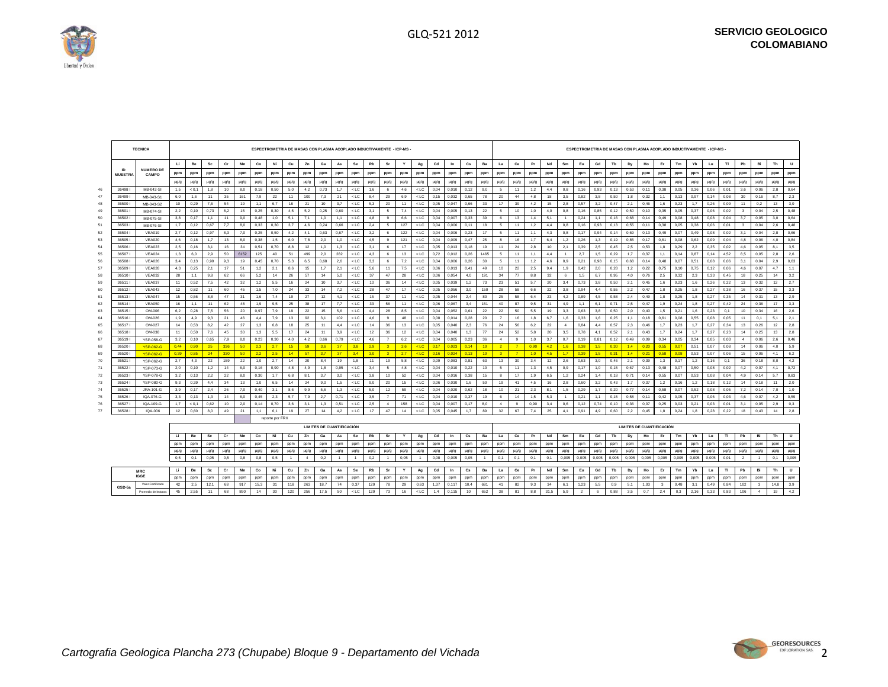GLQ-521 2012

| | TECNICA | ESPECTROMETRIA DE MASAS CON PLASMA ACOPLADO INDUCTIVAMENTE - ICP-MS - | | | | | | | | | | | | | | | | | | | | | ESPECTROMETRIA DE MASAS CON PLASMA ACOPLADO INDUCTIVAMENTE - ICP-MS - | | | | | | | | | | | | | | | | | | |
|---|---|---|---|---|---|---|---|---|---|---|---|---|---|---|---|---|---|---|---|---|---|---|---|---|---|---|---|---|---|---|---|---|---|---|---|---|---|---|---|---|
| | | Li | Be | Sc | Cr | Mn | Co | Ni | Cu | Zn | Ga | As | Se | Rb | Sr | Y | Ag | Cd | In | Cs | Ba | La | Ce | Pr | Nd | Sm | Eu | Gd | Tb | Dy | Ho | Er | Tm | Yb | Lu | Tl | Pb | Bi | Th | U |
| ID MUESTRA | NUMERO DE CAMPO | ppm | ppm | ppm | ppm | ppm | ppm | ppm | ppm | ppm | ppm | ppm | ppm | ppm | ppm | ppm | ppm | ppm | ppm | ppm | ppm | ppm | ppm | ppm | ppm | ppm | ppm | ppm | ppm | ppm | ppm | ppm | ppm | ppm | ppm | ppm | ppm | ppm | ppm | ppm |
| | | µg/g | µg/g | µg/g | µg/g | µg/g | µg/g | µg/g | µg/g | µg/g | µg/g | µg/g | µg/g | µg/g | µg/g | µg/g | µg/g | µg/g | µg/g | µg/g | µg/g | µg/g | µg/g | µg/g | µg/g | µg/g | µg/g | µg/g | µg/g | µg/g | µg/g | µg/g | µg/g | µg/g | µg/g | µg/g | µg/g | µg/g | µg/g | µg/g |
| 36498 I | MB-042-SI | 1,5 | < 0,1 | 1,8 | 10 | 8,0 | 0,18 | 0,50 | 5,0 | 4,2 | 0,73 | 1,7 | < LC | 1,6 | 6 | 4,6 | < LC | 0,04 | 0,010 | 0,12 | 9,0 | 5 | 11 | 1,2 | 4,4 | 0,8 | 0,16 | 0,93 | 0,13 | 0,53 | 0,11 | 0,38 | 0,05 | 0,36 | 0,06 | 0,01 | 3,6 | 0,06 | 2,8 | 0,64 |
| 36499 I | MB-043-S1 | 6,0 | 1,6 | 11 | 35 | 161 | 7,9 | 22 | 11 | 100 | 7,3 | 21 | < LC | 8,4 | 29 | 6,9 | < LC | 0,15 | 0,032 | 0,65 | 78 | 20 | 44 | 4,8 | 18 | 3,5 | 0,82 | 3,8 | 0,50 | 1,8 | 0,32 | 1,1 | 0,13 | 0,97 | 0,14 | 0,08 | 30 | 0,16 | 8,7 | 2,3 |
| 36500 I | MB-043-S2 | 10 | 0,29 | 7,6 | 54 | 19 | 1,1 | 6,7 | 16 | 21 | 10 | 3,7 | < LC | 5,3 | 20 | 11 | < LC | 0,05 | 0,047 | 0,66 | 33 | 17 | 39 | 4,2 | 15 | 2,8 | 0,57 | 3,2 | 0,47 | 2,1 | 0,46 | 1,6 | 0,23 | 1,7 | 0,26 | 0,09 | 11 | 0,2 | 13 | 3,0 |
| 36501 I | MB-074-SI | 2,2 | 0,10 | 0,73 | 8,2 | 15 | 0,25 | 0,30 | 4,5 | 5,2 | 0,25 | 0,60 | < LC | 3,1 | 5 | 7,4 | < LC | 0,04 | 0,005 | 0,13 | 22 | 5 | 10 | 1,0 | 4,0 | 0,8 | 0,16 | 0,85 | 0,12 | 0,50 | 0,10 | 0,35 | 0,05 | 0,37 | 0,06 | 0,02 | 3 | 0,04 | 2,5 | 0,48 |
| 36502 I | MB-075-SI | 3,8 | 0,17 | 1,1 | 11 | 9,0 | 0,48 | 1,0 | 5,1 | 7,1 | 1,0 | 1,1 | < LC | 4,8 | 9 | 6,6 | < LC | 0,04 | 0,007 | 0,33 | 39 | 6 | 13 | 1,4 | 5,1 | 1 | 0,24 | 1,1 | 0,16 | 0,68 | 0,14 | 0,49 | 0,08 | 0,48 | 0,08 | 0,04 | 3,7 | 0,05 | 3,0 | 0,64 |
| 36503 I | MB-076-SI | 1,7 | 0,12 | 0,67 | 7,7 | 8,0 | 0,33 | 0,30 | 3,7 | 4,6 | 0,24 | 0,66 | < LC | 2,4 | 5 | 127 | < LC | 0,04 | 0,006 | 0,11 | 18 | 5 | 11 | 1,2 | 4,4 | 0,8 | 0,16 | 0,93 | 0,13 | 0,55 | 0,11 | 0,38 | 0,05 | 0,38 | 0,06 | 0,01 | 3 | 0,04 | 2,6 | 0,48 |
| 36504 I | VEA019 | 2,7 | 0,12 | 0,97 | 8,3 | 7,0 | 0,25 | 0,50 | 4,2 | 4,1 | 0,63 | 0,67 | < LC | 3,2 | 6 | 122 | < LC | 0,04 | 0,006 | 0,23 | 17 | 5 | 11 | 1,1 | 4,3 | 0,8 | 0,17 | 0,94 | 0,14 | 0,69 | 0,13 | 0,49 | 0,07 | 0,49 | 0,08 | 0,02 | 3,1 | 0,04 | 2,8 | 0,66 |
| 36505 I | VEA020 | 4,6 | 0,18 | 1,7 | 13 | 8,0 | 0,38 | 1,5 | 6,0 | 7,8 | 2,0 | 1,0 | < LC | 4,5 | 9 | 121 | < LC | 0,04 | 0,009 | 0,47 | 25 | 8 | 16 | 1,7 | 6,4 | 1,2 | 0,26 | 1,3 | 0,19 | 0,85 | 0,17 | 0,61 | 0,08 | 0,62 | 0,09 | 0,04 | 4,8 | 0,06 | 4,0 | 0,84 |
| 36506 I | VEA023 | 2,5 | 0,16 | 3,1 | 16 | 34 | 0,51 | 0,70 | 8,8 | 12 | 1,0 | 1,3 | < LC | 3,1 | 6 | 17 | < LC | 0,05 | 0,013 | 0,18 | 19 | 11 | 24 | 2,8 | 10 | 2,1 | 0,39 | 2,5 | 0,45 | 2,5 | 0,53 | 1,8 | 0,29 | 2,2 | 0,35 | 0,02 | 4,6 | 0,05 | 8,1 | 3,5 |
| 36507 I | VEA024 | 1,3 | 6,0 | 2,9 | 50 | 6152 | 125 | 40 | 51 | 499 | 2,0 | 282 | < LC | 4,3 | 6 | 13 | < LC | 0,72 | 0,012 | 0,26 | 1465 | 5 | 11 | 1,1 | 4,4 | 1 | 2,7 | 1,5 | 0,29 | 1,7 | 0,37 | 1,1 | 0,14 | 0,87 | 0,14 | 4,52 | 8,5 | 0,05 | 2,8 | 2,6 |
| 36508 I | VEA026 | 3,4 | 0,13 | 0,99 | 9,3 | 19 | 0,45 | 0,70 | 5,3 | 6,5 | 0,68 | 2,6 | < LC | 3,3 | 6 | 7,2 | < LC | 0,04 | 0,006 | 0,26 | 30 | 5 | 11 | 1,2 | 4,6 | 0,9 | 0,21 | 0,98 | 0,15 | 0,68 | 0,14 | 0,48 | 0,07 | 0,51 | 0,08 | 0,06 | 3,1 | 0,04 | 2,9 | 0,63 |
| 36509 I | VEA028 | 4,3 | 0,25 | 2,1 | 17 | 51 | 1,2 | 2,1 | 8,6 | 15 | 1,7 | 2,1 | < LC | 5,6 | 11 | 7,5 | < LC | 0,06 | 0,013 | 0,41 | 49 | 10 | 22 | 2,5 | 9,4 | 1,9 | 0,42 | 2,0 | 0,28 | 1,2 | 0,22 | 0,75 | 0,10 | 0,75 | 0,12 | 0,06 | 4,6 | 0,07 | 4,7 | 1,1 |
| 36510 I | VEA032 | 28 | 1,1 | 9,8 | 62 | 66 | 5,2 | 14 | 26 | 57 | 14 | 5,0 | < LC | 37 | 47 | 28 | < LC | 0,06 | 0,054 | 4,0 | 191 | 34 | 77 | 8,8 | 32 | 6 | 1,5 | 6,7 | 0,95 | 4,0 | 0,76 | 2,5 | 0,32 | 2,3 | 0,33 | 0,45 | 18 | 0,25 | 14 | 3,2 |
| 36511 I | VEA037 | 11 | 0,52 | 7,5 | 42 | 32 | 1,2 | 5,5 | 16 | 24 | 10 | 3,7 | < LC | 10 | 36 | 14 | < LC | 0,05 | 0,039 | 1,2 | 73 | 23 | 51 | 5,7 | 20 | 3,4 | 0,73 | 3,8 | 0,50 | 2,1 | 0,45 | 1,6 | 0,23 | 1,6 | 0,26 | 0,22 | 13 | 0,32 | 12 | 2,7 |
| 36512 I | VEA043 | 12 | 0,82 | 11 | 60 | 45 | 1,5 | 7,0 | 24 | 33 | 14 | 7,2 | < LC | 28 | 47 | 17 | < LC | 0,05 | 0,056 | 3,0 | 150 | 28 | 58 | 6,6 | 22 | 3,8 | 0,94 | 4,4 | 0,55 | 2,2 | 0,47 | 1,8 | 0,25 | 1,8 | 0,27 | 0,38 | 16 | 0,37 | 15 | 3,3 |
| 36513 I | VEA047 | 15 | 0,56 | 8,8 | 47 | 31 | 1,6 | 7,4 | 19 | 27 | 12 | 4,1 | < LC | 15 | 37 | 11 | < LC | 0,05 | 0,044 | 2,4 | 80 | 25 | 58 | 6,4 | 23 | 4,2 | 0,89 | 4,5 | 0,58 | 2,4 | 0,49 | 1,8 | 0,25 | 1,8 | 0,27 | 0,35 | 14 | 0,31 | 13 | 2,9 |
| 36514 I | VEA050 | 16 | 1,1 | 11 | 62 | 48 | 1,9 | 9,5 | 25 | 38 | 17 | 7,7 | < LC | 33 | 56 | 11 | < LC | 0,06 | 0,067 | 3,4 | 151 | 40 | 87 | 9,5 | 31 | 4,9 | 1,1 | 6,1 | 0,71 | 2,5 | 0,47 | 1,9 | 0,24 | 1,8 | 0,27 | 0,42 | 24 | 0,36 | 17 | 3,3 |
| 36515 I | OM-006 | 6,2 | 0,28 | 7,5 | 56 | 20 | 0,97 | 7,9 | 19 | 22 | 15 | 5,6 | < LC | 4,4 | 28 | 8,5 | < LC | 0,04 | 0,052 | 0,61 | 22 | 22 | 50 | 5,5 | 19 | 3,3 | 0,63 | 3,8 | 0,50 | 2,0 | 0,40 | 1,5 | 0,21 | 1,6 | 0,23 | 0,1 | 10 | 0,34 | 16 | 2,6 |
| 36516 I | OM-026 | 1,9 | 4,9 | 9,3 | 21 | 46 | 4,4 | 7,9 | 13 | 92 | 3,1 | 102 | < LC | 4,6 | 9 | 48 | < LC | 0,08 | 0,014 | 0,28 | 20 | 7 | 16 | 1,8 | 6,7 | 1,6 | 0,33 | 1,6 | 0,25 | 1,1 | 0,18 | 0,61 | 0,08 | 0,55 | 0,08 | 0,05 | 11 | 0,1 | 5,1 | 2,1 |
| 36517 I | OM-027 | 14 | 0,53 | 8,2 | 42 | 27 | 1,3 | 6,8 | 18 | 25 | 11 | 4,4 | < LC | 14 | 36 | 13 | < LC | 0,05 | 0,040 | 2,3 | 76 | 24 | 56 | 6,2 | 22 | 4 | 0,84 | 4,4 | 0,57 | 2,3 | 0,46 | 1,7 | 0,23 | 1,7 | 0,27 | 0,34 | 13 | 0,26 | 12 | 2,8 |
| 36518 I | OM-038 | 11 | 0,50 | 7,6 | 45 | 30 | 1,3 | 5,5 | 17 | 24 | 11 | 3,9 | < LC | 12 | 36 | 12 | < LC | 0,04 | 0,040 | 1,3 | 77 | 24 | 52 | 5,8 | 20 | 3,5 | 0,78 | 4,1 | 0,52 | 2,1 | 0,43 | 1,7 | 0,24 | 1,7 | 0,27 | 0,23 | 14 | 0,25 | 13 | 2,8 |
| 36519 I | YSP-058-G | 3,2 | 0,10 | 0,65 | 7,9 | 8,0 | 0,23 | 0,30 | 4,0 | 4,2 | 0,66 | 0,79 | < LC | 4,6 | 7 | 6,2 | < LC | 0,04 | 0,005 | 0,23 | 38 | 4 | 9 | 1,0 | 3,7 | 0,7 | 0,19 | 0,81 | 0,12 | 0,49 | 0,09 | 0,34 | 0,05 | 0,34 | 0,05 | 0,03 | 4 | 0,06 | 2,6 | 0,46 |
| 36520 I | YSP-062-G | 0,44 | 0,90 | 25 | 336 | 50 | 2,3 | 2,7 | 15 | 59 | 3,6 | 37 | 3,8 | 2,9 | 3 | 2,6 | < LC | 0,17 | 0,023 | 0,14 | 10 | 2 | 7 | 0,90 | 4,2 | 1,6 | 0,38 | 1,5 | 0,30 | 1,4 | 0,20 | 0,55 | 0,07 | 0,51 | 0,07 | 0,08 | 14 | 0,06 | 4,0 | 5,9 |
| 36520 I | YSP-062-G | 0,39 | 0,85 | 24 | 330 | 50 | 2,2 | 2,5 | 14 | 57 | 3,7 | 37 | 3,4 | 3,0 | 3 | 2,7 | < LC | 0,16 | 0,024 | 0,13 | 10 | 3 | 7 | 1,0 | 4,5 | 1,7 | 0,39 | 1,5 | 0,31 | 1,4 | 0,21 | 0,58 | 0,08 | 0,53 | 0,07 | 0,06 | 15 | 0,06 | 4,1 | 6,2 |
| 36521 I | YSP-062-G | 2,7 | 4,3 | 22 | 159 | 22 | 1,0 | 2,7 | 14 | 20 | 8,4 | 19 | 1,8 | 11 | 19 | 5,8 | < LC | 0,09 | 0,083 | 0,81 | 63 | 13 | 30 | 3,4 | 12 | 2,6 | 0,63 | 3,0 | 0,46 | 2,1 | 0,39 | 1,3 | 0,17 | 1,2 | 0,16 | 0,1 | 36 | 0,18 | 8,0 | 4,2 |
| 36522 I | YSP-073-G | 2,0 | 0,10 | 1,2 | 14 | 6,0 | 0,16 | 0,90 | 4,8 | 4,9 | 1,8 | 0,95 | < LC | 3,4 | 5 | 4,8 | < LC | 0,04 | 0,010 | 0,22 | 10 | 5 | 11 | 1,3 | 4,5 | 0,9 | 0,17 | 1,0 | 0,15 | 0,67 | 0,13 | 0,48 | 0,07 | 0,50 | 0,08 | 0,02 | 4,2 | 0,07 | 4,1 | 0,72 |
| 36523 I | YSP-078-G | 3,2 | 0,13 | 2,2 | 22 | 8,0 | 0,30 | 1,7 | 6,8 | 8,1 | 3,7 | 3,0 | < LC | 3,8 | 10 | 52 | < LC | 0,04 | 0,016 | 0,38 | 15 | 8 | 17 | 1,9 | 6,5 | 1,2 | 0,24 | 1,4 | 0,18 | 0,71 | 0,14 | 0,55 | 0,07 | 0,53 | 0,08 | 0,04 | 4,9 | 0,14 | 5,7 | 0,83 |
| 36524 I | YSP-080-G | 9,3 | 0,39 | 4,4 | 34 | 13 | 1,0 | 6,5 | 14 | 24 | 9,0 | 1,5 | < LC | 9,0 | 20 | 15 | < LC | 0,06 | 0,030 | 1,6 | 50 | 19 | 41 | 4,5 | 16 | 2,8 | 0,60 | 3,2 | 0,43 | 1,7 | 0,37 | 1,2 | 0,16 | 1,2 | 0,18 | 0,12 | 14 | 0,18 | 11 | 2,0 |
| 36525 I | JRA-101-G | 3,9 | 0,17 | 2,4 | 26 | 7,0 | 0,40 | 3,1 | 6,6 | 9,9 | 5,6 | 1,3 | < LC | 5,0 | 12 | 59 | < LC | 0,04 | 0,020 | 0,62 | 18 | 10 | 21 | 2,3 | 8,1 | 1,5 | 0,29 | 1,7 | 0,20 | 0,77 | 0,14 | 0,58 | 0,07 | 0,52 | 0,08 | 0,05 | 7,2 | 0,14 | 7,0 | 1,0 |
| 36526 I | IQA-076-G | 3,3 | 0,13 | 1,3 | 14 | 6,0 | 0,45 | 2,3 | 5,7 | 7,9 | 2,7 | 0,71 | < LC | 3,5 | 7 | 71 | < LC | 0,04 | 0,010 | 0,37 | 19 | 6 | 14 | 1,5 | 5,3 | 1 | 0,21 | 1,1 | 0,15 | 0,58 | 0,11 | 0,42 | 0,05 | 0,37 | 0,06 | 0,03 | 4,6 | 0,07 | 4,2 | 0,59 |
| 36527 I | IQA-109-G | 1,7 | < 0,1 | 0,62 | 10 | 2,0 | 0,14 | 0,70 | 3,6 | 3,1 | 1,3 | 0,51 | < LC | 2,5 | 4 | 158 | < LC | 0,04 | 0,007 | 0,17 | 8,0 | 4 | 9 | 0,90 | 3,4 | 0,6 | 0,12 | 0,74 | 0,10 | 0,36 | 0,07 | 0,25 | 0,03 | 0,21 | 0,03 | 0,01 | 3,1 | 0,05 | 2,9 | 0,3 |
| 36528 I | IQA-006 | 12 | 0,60 | 8,0 | 49 | 21 | 1,1 | 6,1 | 19 | 27 | 14 | 4,2 | < LC | 17 | 47 | 14 | < LC | 0,05 | 0,045 | 1,7 | 89 | 32 | 67 | 7,4 | 25 | 4,1 | 0,91 | 4,9 | 0,60 | 2,2 | 0,45 | 1,8 | 0,24 | 1,8 | 0,28 | 0,22 | 18 | 0,43 | 14 | 2,8 |

reporte por FRX

| LIMITES DE CUANTIFICACIÓN | | | | | | | | | | | | | | | | | | | | LIMITES DE CUANTIFICACIÓN | | | | | | | | | | | | | | | | | | |
|---|---|---|---|---|---|---|---|---|---|---|---|---|---|---|---|---|---|---|---|---|---|---|---|---|---|---|---|---|---|---|---|---|---|---|---|---|---|---|
| Li | Be | Sc | Cr | Mn | Co | Ni | Cu | Zn | Ga | As | Se | Rb | Sr | Y | Ag | Cd | In | Cs | Ba | La | Ce | Pr | Nd | Sm | Eu | Gd | Tb | Dy | Ho | Er | Tm | Yb | Lu | Tl | Pb | Bi | Th | U |
| ppm | ppm | ppm | ppm | ppm | ppm | ppm | ppm | ppm | ppm | ppm | ppm | ppm | ppm | ppm | ppm | ppm | ppm | ppm | ppm | ppm | ppm | ppm | ppm | ppm | ppm | ppm | ppm | ppm | ppm | ppm | ppm | ppm | ppm | ppm | ppm | ppm | ppm | ppm |
| µg/g | µg/g | µg/g | µg/g | µg/g | µg/g | µg/g | µg/g | µg/g | µg/g | µg/g | µg/g | µg/g | µg/g | µg/g | µg/g | µg/g | µg/g | µg/g | µg/g | µg/g | µg/g | µg/g | µg/g | µg/g | µg/g | µg/g | µg/g | µg/g | µg/g | µg/g | µg/g | µg/g | µg/g | µg/g | µg/g | µg/g | µg/g | µg/g |
| 0,5 | 0,1 | 0,05 | 0,5 | 0,8 | 0,8 | 0,5 | 1 | 4 | 0,2 | 1 | 1 | 0,2 | 1 | 0,05 | 1 | 0,08 | 0,005 | 0,05 | 1 | 0,1 | 0,1 | 0,1 | 0,1 | 0,005 | 0,005 | 0,005 | 0,005 | 0,005 | 0,005 | 0,005 | 0,005 | 0,005 | 0,005 | 0,01 | 2 | 1 | 0,1 | 0,005 |

| MRC IGGE | | Li | Be | Sc | Cr | Mn | Co | Ni | Cu | Zn | Ga | As | Se | Rb | Sr | Y | Ag | Cd | In | Cs | Ba | La | Ce | Pr | Nd | Sm | Eu | Gd | Tb | Dy | Ho | Er | Tm | Yb | Lu | Tl | Pb | Bi | Th | U |
|---|---|---|---|---|---|---|---|---|---|---|---|---|---|---|---|---|---|---|---|---|---|---|---|---|---|---|---|---|---|---|---|---|---|---|---|---|---|---|---|---|
| | | ppm | ppm | ppm | ppm | ppm | ppm | ppm | ppm | ppm | ppm | ppm | ppm | ppm | ppm | ppm | ppm | ppm | ppm | ppm | ppm | ppm | ppm | ppm | ppm | ppm | ppm | ppm | ppm | ppm | ppm | ppm | ppm | ppm | ppm | ppm | ppm | ppm | ppm | ppm |
| GSD-5a | Valor Certificado | 42 | 2,5 | 12,1 | 68 | 917 | 15,3 | 31 | 118 | 263 | 18,7 | 74 | 0,37 | 129 | 78 | 29 | 0,63 | 1,37 | 0,117 | 10,4 | 681 | 41 | 82 | 9,3 | 34 | 6,1 | 1,23 | 5,5 | 0,9 | 5,1 | 1,03 | 3 | 0,48 | 3,1 | 0,49 | 0,84 | 102 | 3 | 14,8 | 3,9 |
| | Promedio de lecturas | 45 | 2,55 | 11 | 68 | 890 | 14 | 30 | 120 | 256 | 17,5 | 50 | < LC | 129 | 73 | 16 | < LC | 1,4 | 0,115 | 10 | 652 | 38 | 81 | 8,8 | 31,5 | 5,9 | 2 | 6 | 0,88 | 3,5 | 0,7 | 2,4 | 0,3 | 2,16 | 0,33 | 0,83 | 106 | 4 | 19 | 4,2 |

*Cartografia Geologica Plancha 273 (Chupabe) Bloque 9 - Departamento del Vichada*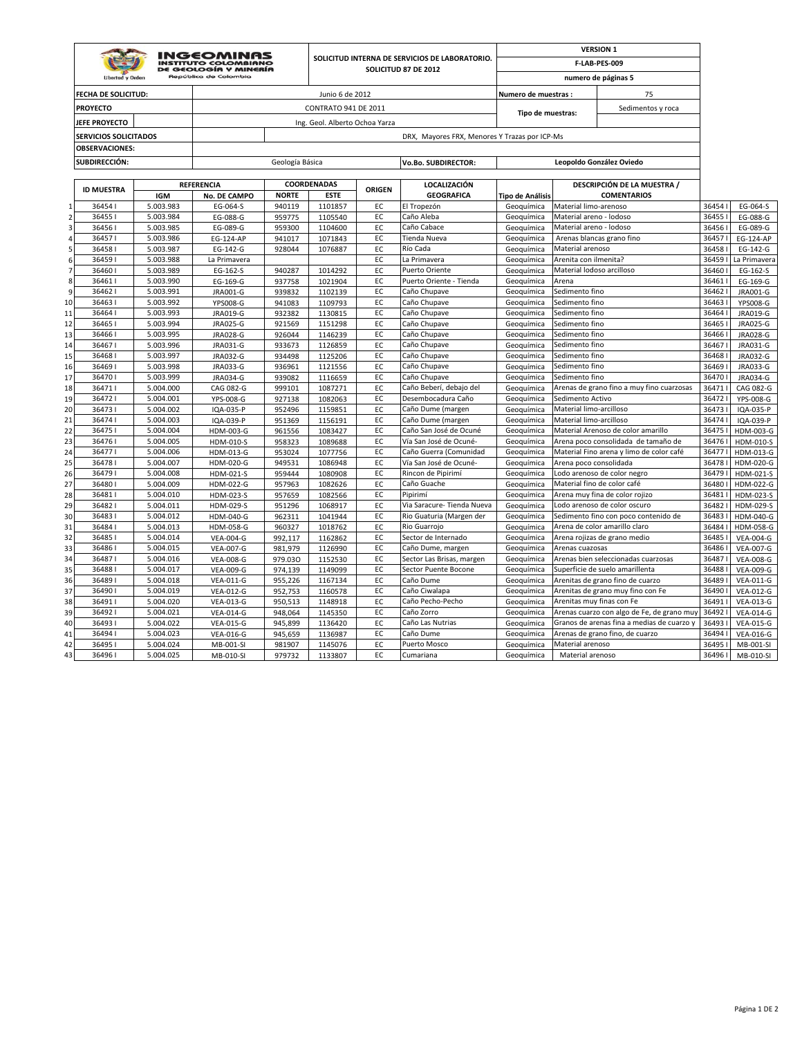| INGEOMINAS INSTITUTO COLOMBIANO DE GEOLOGÍA Y MINERÍA República de Colombia | | SOLICITUD INTERNA DE SERVICIOS DE LABORATORIO. SOLICITUD 87 DE 2012 | VERSION 1 |
|---|---|---|---|
| | | | F-LAB-PES-009 |
| | | | numero de páginas 5 |

| | | | |
|---|---|---|---|
| **FECHA DE SOLICITUD:** | Junio 6 de 2012 | **Numero de muestras :** | 75 |
| **PROYECTO** | CONTRATO 941 DE 2011 | **Tipo de muestras:** | Sedimentos y roca |
| **JEFE PROYECTO** | Ing. Geol. Alberto Ochoa Yarza | | |
| **SERVICIOS SOLICITADOS** | DRX, Mayores FRX, Menores Y Trazas por ICP-Ms | | |
| **OBSERVACIONES:** | | | |
| **SUBDIRECCIÓN:** | Geología Básica | **Vo.Bo. SUBDIRECTOR:** | Leopoldo González Oviedo |

| | ID MUESTRA | REFERENCIA | | COORDENADAS | | ORIGEN | LOCALIZACIÓN | | DESCRIPCIÓN DE LA MUESTRA / | | |
|---|---|---|---|---|---|---|---|---|---|---|---|
| | | IGM | No. DE CAMPO | NORTE | ESTE | | GEOGRAFICA | Tipo de Análisis | COMENTARIOS | | |
| 1 | 36454 I | 5.003.983 | EG-064-S | 940119 | 1101857 | EC | El Tropezón | Geoquímica | Material limo-arenoso | 36454 I | EG-064-S |
| 2 | 36455 I | 5.003.984 | EG-088-G | 959775 | 1105540 | EC | Caño Aleba | Geoquímica | Material areno - lodoso | 36455 I | EG-088-G |
| 3 | 36456 I | 5.003.985 | EG-089-G | 959300 | 1104600 | EC | Caño Cabace | Geoquímica | Material areno - lodoso | 36456 I | EG-089-G |
| 4 | 36457 I | 5.003.986 | EG-124-AP | 941017 | 1071843 | EC | Tienda Nueva | Geoquímica | Arenas blancas grano fino | 36457 I | EG-124-AP |
| 5 | 36458 I | 5.003.987 | EG-142-G | 928044 | 1076887 | EC | Río Cada | Geoquímica | Material arenoso | 36458 I | EG-142-G |
| 6 | 36459 I | 5.003.988 | La Primavera | | | EC | La Primavera | Geoquímica | Arenita con ilmenita? | 36459 I | La Primavera |
| 7 | 36460 I | 5.003.989 | EG-162-S | 940287 | 1014292 | EC | Puerto Oriente | Geoquímica | Material lodoso arcilloso | 36460 I | EG-162-S |
| 8 | 36461 I | 5.003.990 | EG-169-G | 937758 | 1021904 | EC | Puerto Oriente - Tienda | Geoquímica | Arena | 36461 I | EG-169-G |
| 9 | 36462 I | 5.003.991 | JRA001-G | 939832 | 1102139 | EC | Caño Chupave | Geoquímica | Sedimento fino | 36462 I | JRA001-G |
| 10 | 36463 I | 5.003.992 | YPS008-G | 941083 | 1109793 | EC | Caño Chupave | Geoquímica | Sedimento fino | 36463 I | YPS008-G |
| 11 | 36464 I | 5.003.993 | JRA019-G | 932382 | 1130815 | EC | Caño Chupave | Geoquímica | Sedimento fino | 36464 I | JRA019-G |
| 12 | 36465 I | 5.003.994 | JRA025-G | 921569 | 1151298 | EC | Caño Chupave | Geoquímica | Sedimento fino | 36465 I | JRA025-G |
| 13 | 36466 I | 5.003.995 | JRA028-G | 926044 | 1146239 | EC | Caño Chupave | Geoquímica | Sedimento fino | 36466 I | JRA028-G |
| 14 | 36467 I | 5.003.996 | JRA031-G | 933673 | 1126859 | EC | Caño Chupave | Geoquímica | Sedimento fino | 36467 I | JRA031-G |
| 15 | 36468 I | 5.003.997 | JRA032-G | 934498 | 1125206 | EC | Caño Chupave | Geoquímica | Sedimento fino | 36468 I | JRA032-G |
| 16 | 36469 I | 5.003.998 | JRA033-G | 936961 | 1121556 | EC | Caño Chupave | Geoquímica | Sedimento fino | 36469 I | JRA033-G |
| 17 | 36470 I | 5.003.999 | JRA034-G | 939082 | 1116659 | EC | Caño Chupave | Geoquímica | Sedimento fino | 36470 I | JRA034-G |
| 18 | 36471 I | 5.004.000 | CAG 082-G | 999101 | 1087271 | EC | Caño Beberí, debajo del | Geoquímica | Arenas de grano fino a muy fino cuarzosas | 36471 I | CAG 082-G |
| 19 | 36472 I | 5.004.001 | YPS-008-G | 927138 | 1082063 | EC | Desembocadura Caño | Geoquímica | Sedimento Activo | 36472 I | YPS-008-G |
| 20 | 36473 I | 5.004.002 | IQA-035-P | 952496 | 1159851 | EC | Caño Dume (margen | Geoquímica | Material limo-arcilloso | 36473 I | IQA-035-P |
| 21 | 36474 I | 5.004.003 | IQA-039-P | 951369 | 1156191 | EC | Caño Dume (margen | Geoquímica | Material limo-arcilloso | 36474 I | IQA-039-P |
| 22 | 36475 I | 5.004.004 | HDM-003-G | 961556 | 1083427 | EC | Caño San José de Ocuné | Geoquímica | Material Arenoso de color amarillo | 36475 I | HDM-003-G |
| 23 | 36476 I | 5.004.005 | HDM-010-S | 958323 | 1089688 | EC | Vía San José de Ocuné- | Geoquímica | Arena poco consolidada de tamaño de | 36476 I | HDM-010-S |
| 24 | 36477 I | 5.004.006 | HDM-013-G | 953024 | 1077756 | EC | Caño Guerra (Comunidad | Geoquímica | Material Fino arena y limo de color café | 36477 I | HDM-013-G |
| 25 | 36478 I | 5.004.007 | HDM-020-G | 949531 | 1086948 | EC | Vía San José de Ocuné- | Geoquímica | Arena poco consolidada | 36478 I | HDM-020-G |
| 26 | 36479 I | 5.004.008 | HDM-021-S | 959444 | 1080908 | EC | Rincon de Pipirimí | Geoquímica | Lodo arenoso de color negro | 36479 I | HDM-021-S |
| 27 | 36480 I | 5.004.009 | HDM-022-G | 957963 | 1082626 | EC | Caño Guache | Geoquímica | Material fino de color café | 36480 I | HDM-022-G |
| 28 | 36481 I | 5.004.010 | HDM-023-S | 957659 | 1082566 | EC | Pipirimí | Geoquímica | Arena muy fina de color rojizo | 36481 I | HDM-023-S |
| 29 | 36482 I | 5.004.011 | HDM-029-S | 951296 | 1068917 | EC | Vía Saracure- Tienda Nueva | Geoquímica | Lodo arenoso de color oscuro | 36482 I | HDM-029-S |
| 30 | 36483 I | 5.004.012 | HDM-040-G | 962311 | 1041944 | EC | Rio Guaturia (Margen der | Geoquímica | Sedimento fino con poco contenido de | 36483 I | HDM-040-G |
| 31 | 36484 I | 5.004.013 | HDM-058-G | 960327 | 1018762 | EC | Rio Guarrojo | Geoquímica | Arena de color amarillo claro | 36484 I | HDM-058-G |
| 32 | 36485 I | 5.004.014 | VEA-004-G | 992,117 | 1162862 | EC | Sector de Internado | Geoquímica | Arena rojizas de grano medio | 36485 I | VEA-004-G |
| 33 | 36486 I | 5.004.015 | VEA-007-G | 981,979 | 1126990 | EC | Caño Dume, margen | Geoquímica | Arenas cuazosas | 36486 I | VEA-007-G |
| 34 | 36487 I | 5.004.016 | VEA-008-G | 979.03O | 1152530 | EC | Sector Las Brisas, margen | Geoquímica | Arenas bien seleccionadas cuarzosas | 36487 I | VEA-008-G |
| 35 | 36488 I | 5.004.017 | VEA-009-G | 974,139 | 1149099 | EC | Sector Puente Bocone | Geoquímica | Superficie de suelo amarillenta | 36488 I | VEA-009-G |
| 36 | 36489 I | 5.004.018 | VEA-011-G | 955,226 | 1167134 | EC | Caño Dume | Geoquímica | Arenitas de grano fino de cuarzo | 36489 I | VEA-011-G |
| 37 | 36490 I | 5.004.019 | VEA-012-G | 952,753 | 1160578 | EC | Caño Ciwalapa | Geoquímica | Arenitas de grano muy fino con Fe | 36490 I | VEA-012-G |
| 38 | 36491 I | 5.004.020 | VEA-013-G | 950,513 | 1148918 | EC | Caño Pecho-Pecho | Geoquímica | Arenitas muy finas con Fe | 36491 I | VEA-013-G |
| 39 | 36492 I | 5.004.021 | VEA-014-G | 948,064 | 1145350 | EC | Caño Zorro | Geoquímica | Arenas cuarzo con algo de Fe, de grano muy | 36492 I | VEA-014-G |
| 40 | 36493 I | 5.004.022 | VEA-015-G | 945,899 | 1136420 | EC | Caño Las Nutrias | Geoquímica | Granos de arenas fina a medias de cuarzo y | 36493 I | VEA-015-G |
| 41 | 36494 I | 5.004.023 | VEA-016-G | 945,659 | 1136987 | EC | Caño Dume | Geoquímica | Arenas de grano fino, de cuarzo | 36494 I | VEA-016-G |
| 42 | 36495 I | 5.004.024 | MB-001-SI | 981907 | 1145076 | EC | Puerto Mosco | Geoquímica | Material arenoso | 36495 I | MB-001-SI |
| 43 | 36496 I | 5.004.025 | MB-010-SI | 979732 | 1133807 | EC | Cumariana | Geoquímica | Material arenoso | 36496 I | MB-010-SI |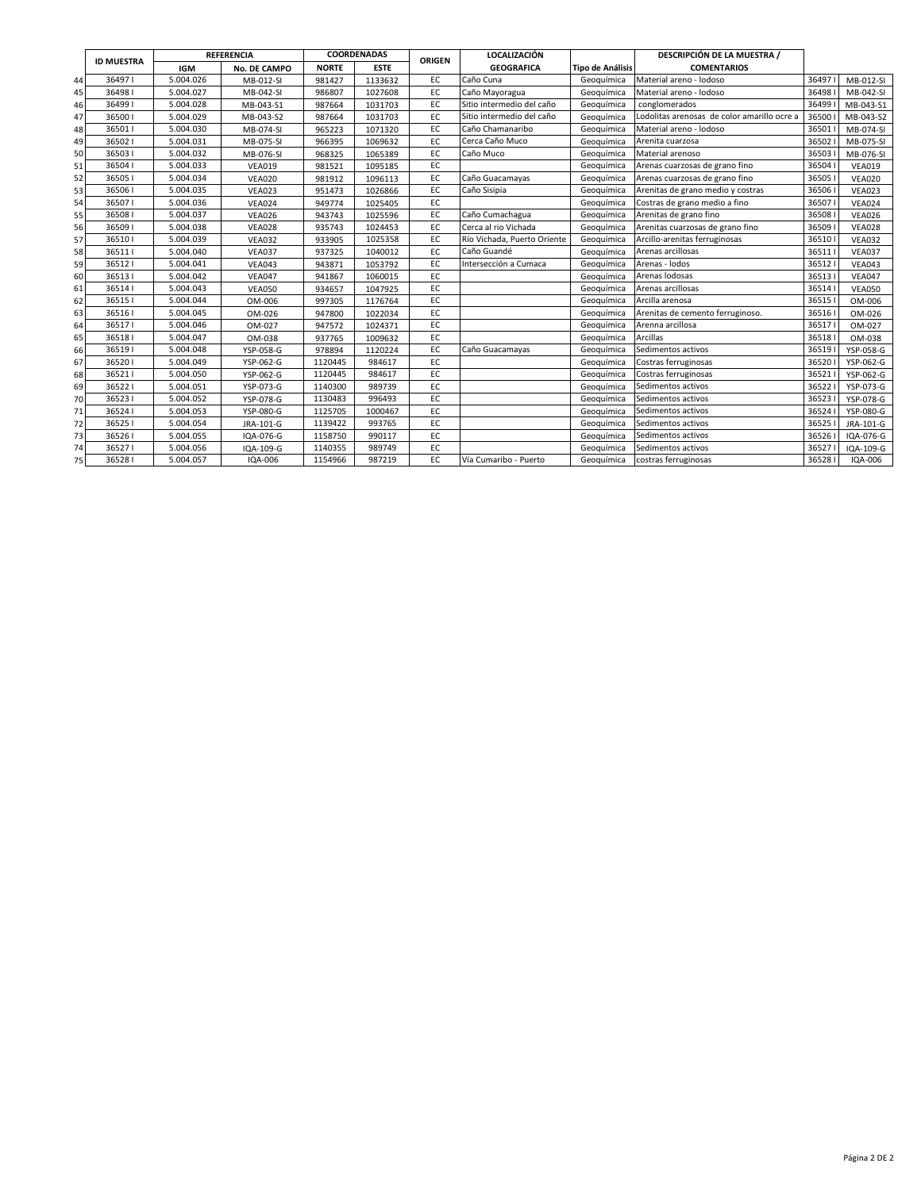| | ID MUESTRA | REFERENCIA | | COORDENADAS | | ORIGEN | LOCALIZACIÓN | | DESCRIPCIÓN DE LA MUESTRA / | | |
|---|---|---|---|---|---|---|---|---|---|---|---|
| | | IGM | No. DE CAMPO | NORTE | ESTE | | GEOGRAFICA | Tipo de Análisis | COMENTARIOS | | |
| 44 | 36497 I | 5.004.026 | MB-012-SI | 981427 | 1133632 | EC | Caño Cuna | Geoquímica | Material areno - lodoso | 36497 I | MB-012-SI |
| 45 | 36498 I | 5.004.027 | MB-042-SI | 986807 | 1027608 | EC | Caño Mayoragua | Geoquímica | Material areno - lodoso | 36498 I | MB-042-SI |
| 46 | 36499 I | 5.004.028 | MB-043-S1 | 987664 | 1031703 | EC | Sitio intermedio del caño | Geoquímica | conglomerados | 36499 I | MB-043-S1 |
| 47 | 36500 I | 5.004.029 | MB-043-S2 | 987664 | 1031703 | EC | Sitio intermedio del caño | Geoquímica | Lodolitas arenosas de color amarillo ocre a | 36500 I | MB-043-S2 |
| 48 | 36501 I | 5.004.030 | MB-074-SI | 965223 | 1071320 | EC | Caño Chamanaribo | Geoquímica | Material areno - lodoso | 36501 I | MB-074-SI |
| 49 | 36502 I | 5.004.031 | MB-075-SI | 966395 | 1069632 | EC | Cerca Caño Muco | Geoquímica | Arenita cuarzosa | 36502 I | MB-075-SI |
| 50 | 36503 I | 5.004.032 | MB-076-SI | 968325 | 1065389 | EC | Caño Muco | Geoquímica | Material arenoso | 36503 I | MB-076-SI |
| 51 | 36504 I | 5.004.033 | VEA019 | 981521 | 1095185 | EC | | Geoquímica | Arenas cuarzosas de grano fino | 36504 I | VEA019 |
| 52 | 36505 I | 5.004.034 | VEA020 | 981912 | 1096113 | EC | Caño Guacamayas | Geoquímica | Arenas cuarzosas de grano fino | 36505 I | VEA020 |
| 53 | 36506 I | 5.004.035 | VEA023 | 951473 | 1026866 | EC | Caño Sisipia | Geoquímica | Arenitas de grano medio y costras | 36506 I | VEA023 |
| 54 | 36507 I | 5.004.036 | VEA024 | 949774 | 1025405 | EC | | Geoquímica | Costras de grano medio a fino | 36507 I | VEA024 |
| 55 | 36508 I | 5.004.037 | VEA026 | 943743 | 1025596 | EC | Caño Cumachagua | Geoquímica | Arenitas de grano fino | 36508 I | VEA026 |
| 56 | 36509 I | 5.004.038 | VEA028 | 935743 | 1024453 | EC | Cerca al rio Vichada | Geoquímica | Arenitas cuarzosas de grano fino | 36509 I | VEA028 |
| 57 | 36510 I | 5.004.039 | VEA032 | 933905 | 1025358 | EC | Río Vichada, Puerto Oriente | Geoquímica | Arcillo-arenitas ferruginosas | 36510 I | VEA032 |
| 58 | 36511 I | 5.004.040 | VEA037 | 937325 | 1040012 | EC | Caño Guandé | Geoquímica | Arenas arcillosas | 36511 I | VEA037 |
| 59 | 36512 I | 5.004.041 | VEA043 | 943871 | 1053792 | EC | Intersección a Cumaca | Geoquímica | Arenas - lodos | 36512 I | VEA043 |
| 60 | 36513 I | 5.004.042 | VEA047 | 941867 | 1060015 | EC | | Geoquímica | Arenas lodosas | 36513 I | VEA047 |
| 61 | 36514 I | 5.004.043 | VEA050 | 934657 | 1047925 | EC | | Geoquímica | Arenas arcillosas | 36514 I | VEA050 |
| 62 | 36515 I | 5.004.044 | OM-006 | 997305 | 1176764 | EC | | Geoquímica | Arcilla arenosa | 36515 I | OM-006 |
| 63 | 36516 I | 5.004.045 | OM-026 | 947800 | 1022034 | EC | | Geoquímica | Arenitas de cemento ferruginoso. | 36516 I | OM-026 |
| 64 | 36517 I | 5.004.046 | OM-027 | 947572 | 1024371 | EC | | Geoquímica | Arenna arcillosa | 36517 I | OM-027 |
| 65 | 36518 I | 5.004.047 | OM-038 | 937765 | 1009632 | EC | | Geoquímica | Arcillas | 36518 I | OM-038 |
| 66 | 36519 I | 5.004.048 | YSP-058-G | 978894 | 1120224 | EC | Caño Guacamayas | Geoquímica | Sedimentos activos | 36519 I | YSP-058-G |
| 67 | 36520 I | 5.004.049 | YSP-062-G | 1120445 | 984617 | EC | | Geoquímica | Costras ferruginosas | 36520 I | YSP-062-G |
| 68 | 36521 I | 5.004.050 | YSP-062-G | 1120445 | 984617 | EC | | Geoquímica | Costras ferruginosas | 36521 I | YSP-062-G |
| 69 | 36522 I | 5.004.051 | YSP-073-G | 1140300 | 989739 | EC | | Geoquímica | Sedimentos activos | 36522 I | YSP-073-G |
| 70 | 36523 I | 5.004.052 | YSP-078-G | 1130483 | 996493 | EC | | Geoquímica | Sedimentos activos | 36523 I | YSP-078-G |
| 71 | 36524 I | 5.004.053 | YSP-080-G | 1125705 | 1000467 | EC | | Geoquímica | Sedimentos activos | 36524 I | YSP-080-G |
| 72 | 36525 I | 5.004.054 | JRA-101-G | 1139422 | 993765 | EC | | Geoquímica | Sedimentos activos | 36525 I | JRA-101-G |
| 73 | 36526 I | 5.004.055 | IQA-076-G | 1158750 | 990117 | EC | | Geoquímica | Sedimentos activos | 36526 I | IQA-076-G |
| 74 | 36527 I | 5.004.056 | IQA-109-G | 1140355 | 989749 | EC | | Geoquímica | Sedimentos activos | 36527 I | IQA-109-G |
| 75 | 36528 I | 5.004.057 | IQA-006 | 1154966 | 987219 | EC | Vía Cumaribo - Puerto | Geoquímica | costras ferruginosas | 36528 I | IQA-006 |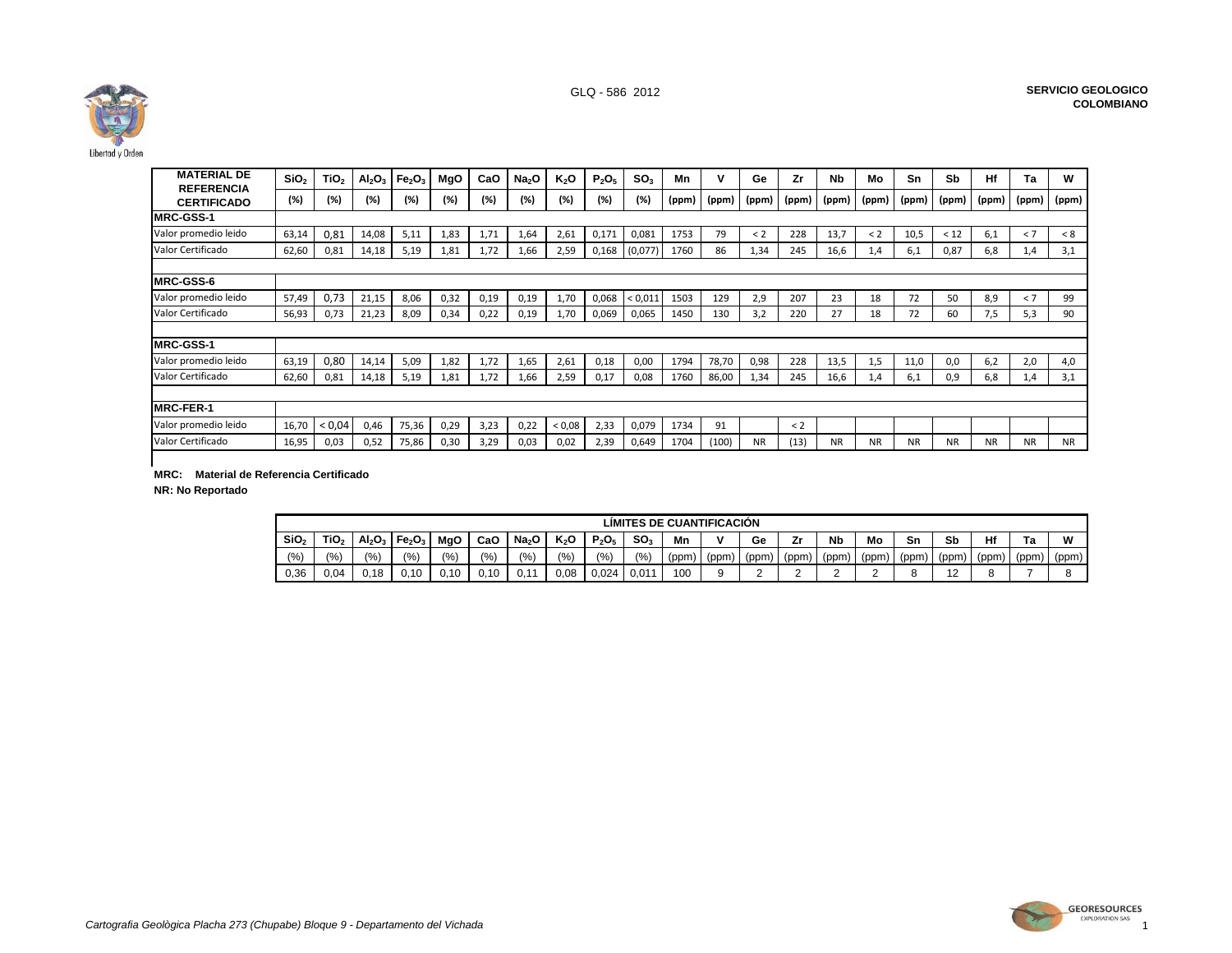| MATERIAL DE REFERENCIA CERTIFICADO | $SiO_2$ | $TiO_2$ | $Al_2O_3$ | $Fe_2O_3$ | MgO | CaO | $Na_2O$ | $K_2O$ | $P_2O_5$ | $SO_3$ | Mn | V | Ge | Zr | Nb | Mo | Sn | Sb | Hf | Ta | W |
|---|---|---|---|---|---|---|---|---|---|---|---|---|---|---|---|---|---|---|---|---|---|
| | (%) | (%) | (%) | (%) | (%) | (%) | (%) | (%) | (%) | (%) | (ppm) | (ppm) | (ppm) | (ppm) | (ppm) | (ppm) | (ppm) | (ppm) | (ppm) | (ppm) | (ppm) |
| **MRC-GSS-1** | | | | | | | | | | | | | | | | | | | | | |
| Valor promedio leido | 63,14 | 0,81 | 14,08 | 5,11 | 1,83 | 1,71 | 1,64 | 2,61 | 0,171 | 0,081 | 1753 | 79 | < 2 | 228 | 13,7 | < 2 | 10,5 | < 12 | 6,1 | < 7 | < 8 |
| Valor Certificado | 62,60 | 0,81 | 14,18 | 5,19 | 1,81 | 1,72 | 1,66 | 2,59 | 0,168 | (0,077) | 1760 | 86 | 1,34 | 245 | 16,6 | 1,4 | 6,1 | 0,87 | 6,8 | 1,4 | 3,1 |
| **MRC-GSS-6** | | | | | | | | | | | | | | | | | | | | | |
| Valor promedio leido | 57,49 | 0,73 | 21,15 | 8,06 | 0,32 | 0,19 | 0,19 | 1,70 | 0,068 | < 0,011 | 1503 | 129 | 2,9 | 207 | 23 | 18 | 72 | 50 | 8,9 | < 7 | 99 |
| Valor Certificado | 56,93 | 0,73 | 21,23 | 8,09 | 0,34 | 0,22 | 0,19 | 1,70 | 0,069 | 0,065 | 1450 | 130 | 3,2 | 220 | 27 | 18 | 72 | 60 | 7,5 | 5,3 | 90 |
| **MRC-GSS-1** | | | | | | | | | | | | | | | | | | | | | |
| Valor promedio leido | 63,19 | 0,80 | 14,14 | 5,09 | 1,82 | 1,72 | 1,65 | 2,61 | 0,18 | 0,00 | 1794 | 78,70 | 0,98 | 228 | 13,5 | 1,5 | 11,0 | 0,0 | 6,2 | 2,0 | 4,0 |
| Valor Certificado | 62,60 | 0,81 | 14,18 | 5,19 | 1,81 | 1,72 | 1,66 | 2,59 | 0,17 | 0,08 | 1760 | 86,00 | 1,34 | 245 | 16,6 | 1,4 | 6,1 | 0,9 | 6,8 | 1,4 | 3,1 |
| **MRC-FER-1** | | | | | | | | | | | | | | | | | | | | | |
| Valor promedio leido | 16,70 | < 0,04 | 0,46 | 75,36 | 0,29 | 3,23 | 0,22 | < 0,08 | 2,33 | 0,079 | 1734 | 91 | | < 2 | | | | | | | |
| Valor Certificado | 16,95 | 0,03 | 0,52 | 75,86 | 0,30 | 3,29 | 0,03 | 0,02 | 2,39 | 0,649 | 1704 | (100) | NR | (13) | NR | NR | NR | NR | NR | NR | NR |

**MRC: Material de Referencia Certificado**

**NR: No Reportado**

| LÍMITES DE CUANTIFICACIÓN | | | | | | | | | | | | | | | | | | | | |
|---|---|---|---|---|---|---|---|---|---|---|---|---|---|---|---|---|---|---|---|---|
| $SiO_2$ | $TiO_2$ | $Al_2O_3$ | $Fe_2O_3$ | MgO | CaO | $Na_2O$ | $K_2O$ | $P_2O_5$ | $SO_3$ | Mn | V | Ge | Zr | Nb | Mo | Sn | Sb | Hf | Ta | W |
| (%) | (%) | (%) | (%) | (%) | (%) | (%) | (%) | (%) | (%) | (ppm) | (ppm) | (ppm) | (ppm) | (ppm) | (ppm) | (ppm) | (ppm) | (ppm) | (ppm) | (ppm) |
| 0,36 | 0,04 | 0,18 | 0,10 | 0,10 | 0,10 | 0,11 | 0,08 | 0,024 | 0,011 | 100 | 9 | 2 | 2 | 2 | 2 | 8 | 12 | 8 | 7 | 8 |